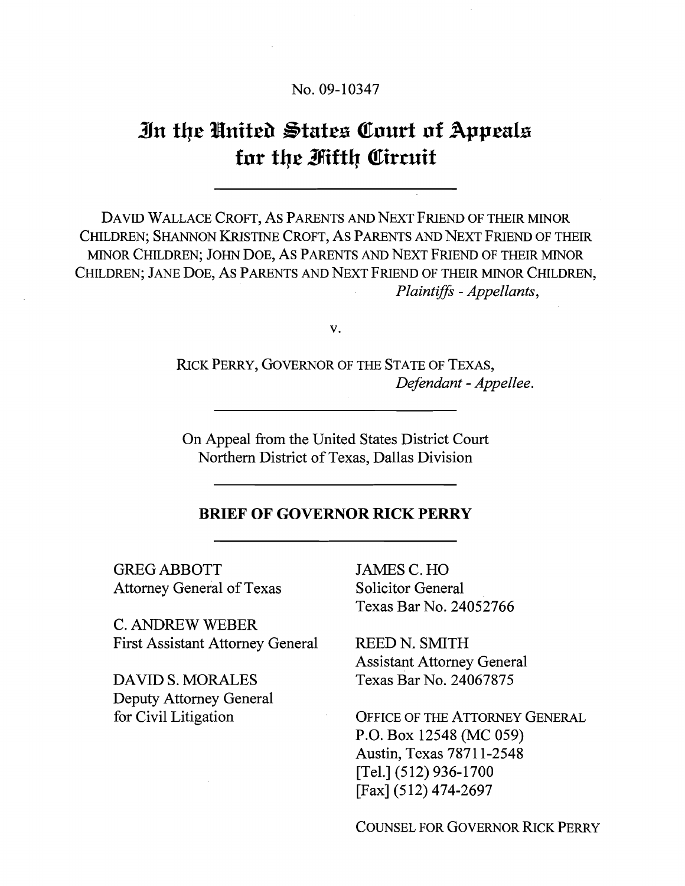No. 09-10347

# In the United States Court of Appeals for the Fifth Circuit

---

DAVID WALLACE CROFT, AS PARENTS AND NEXT FRIEND OF THEIR MINOR CHILDREN; SHANNON KRISTINE CROFT, AS PARENTS AND NEXT FRIEND OF THEIR MINOR CHILDREN; JOHN DOE, AS PARENTS AND NEXT FRIEND OF THEIR MINOR CHILDREN; JANE DOE, AS PARENTS AND NEXT FRIEND OF THEIR MINOR CHILDREN,
*Plaintiffs - Appellants*,

v.

RICK PERRY, GOVERNOR OF THE STATE OF TEXAS,
*Defendant - Appellee*.

---

On Appeal from the United States District Court
Northern District of Texas, Dallas Division

---

**BRIEF OF GOVERNOR RICK PERRY**

---

GREG ABBOTT
Attorney General of Texas

C. ANDREW WEBER
First Assistant Attorney General

DAVID S. MORALES
Deputy Attorney General
for Civil Litigation

JAMES C. HO
Solicitor General
Texas Bar No. 24052766

REED N. SMITH
Assistant Attorney General
Texas Bar No. 24067875

OFFICE OF THE ATTORNEY GENERAL
P.O. Box 12548 (MC 059)
Austin, Texas 78711-2548
[Tel.] (512) 936-1700
[Fax] (512) 474-2697

COUNSEL FOR GOVERNOR RICK PERRY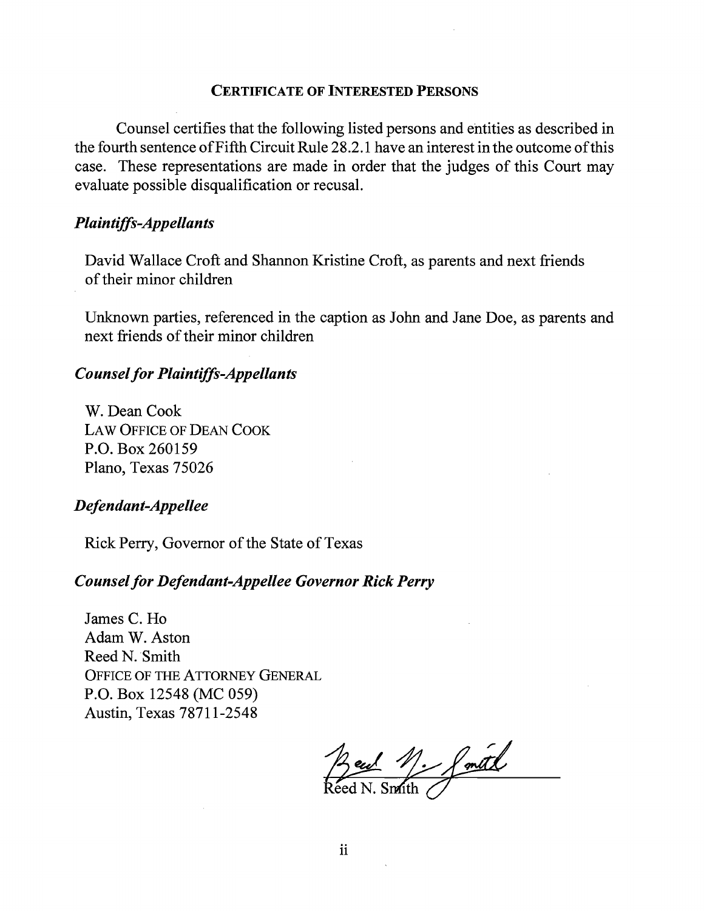## CERTIFICATE OF INTERESTED PERSONS

Counsel certifies that the following listed persons and entities as described in the fourth sentence of Fifth Circuit Rule 28.2.1 have an interest in the outcome of this case. These representations are made in order that the judges of this Court may evaluate possible disqualification or recusal.

### *Plaintiffs-Appellants*

David Wallace Croft and Shannon Kristine Croft, as parents and next friends of their minor children

Unknown parties, referenced in the caption as John and Jane Doe, as parents and next friends of their minor children

### *Counsel for Plaintiffs-Appellants*

W. Dean Cook
LAW OFFICE OF DEAN COOK
P.O. Box 260159
Plano, Texas 75026

### *Defendant-Appellee*

Rick Perry, Governor of the State of Texas

### *Counsel for Defendant-Appellee Governor Rick Perry*

James C. Ho
Adam W. Aston
Reed N. Smith
OFFICE OF THE ATTORNEY GENERAL
P.O. Box 12548 (MC 059)
Austin, Texas 78711-2548

Reed N. Smith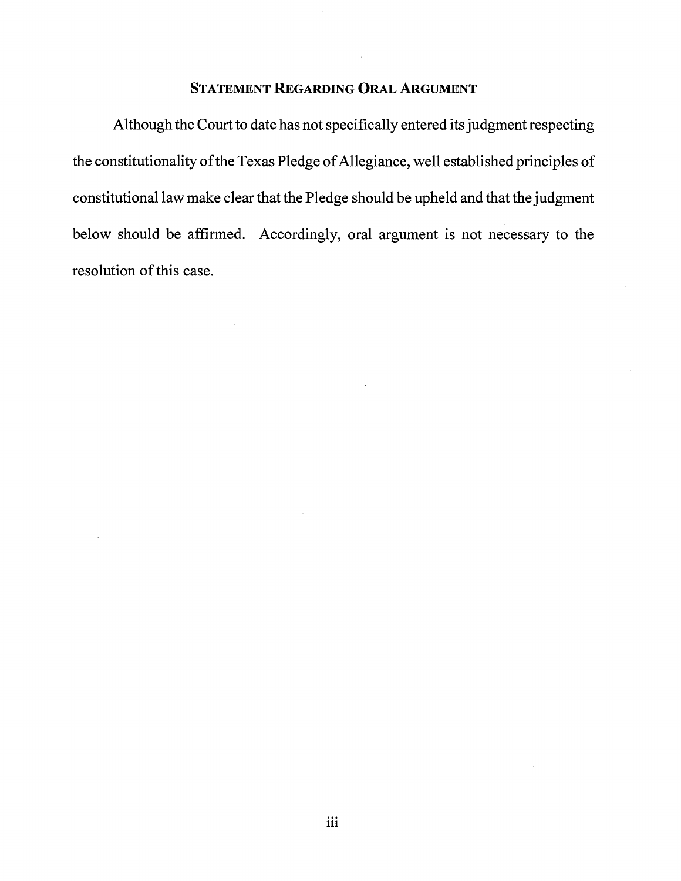## Statement Regarding Oral Argument

Although the Court to date has not specifically entered its judgment respecting the constitutionality of the Texas Pledge of Allegiance, well established principles of constitutional law make clear that the Pledge should be upheld and that the judgment below should be affirmed. Accordingly, oral argument is not necessary to the resolution of this case.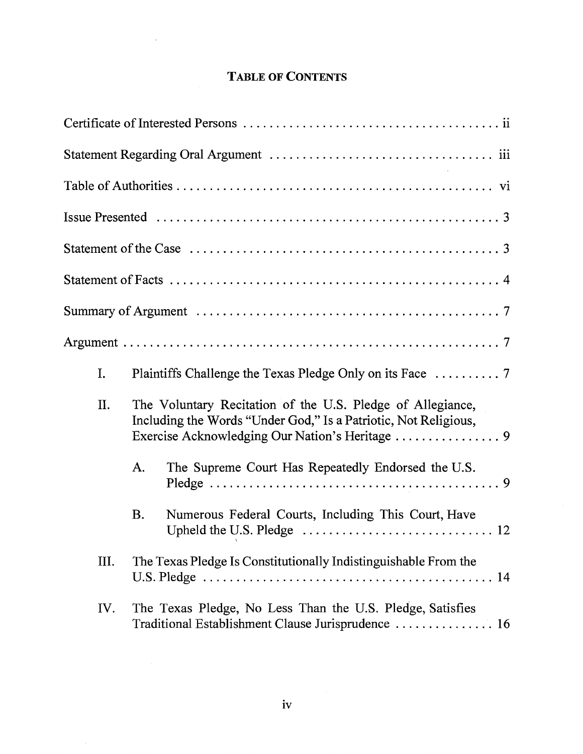# TABLE OF CONTENTS

Certificate of Interested Persons . . . . . . . . . . . . . . . . . . . . . . . . . . . . . . . . . . . . . . . ii

Statement Regarding Oral Argument . . . . . . . . . . . . . . . . . . . . . . . . . . . . . . . . . . iii

Table of Authorities . . . . . . . . . . . . . . . . . . . . . . . . . . . . . . . . . . . . . . . . . . . . . . . vi

Issue Presented . . . . . . . . . . . . . . . . . . . . . . . . . . . . . . . . . . . . . . . . . . . . . . . . . . 3

Statement of the Case . . . . . . . . . . . . . . . . . . . . . . . . . . . . . . . . . . . . . . . . . . . . . . 3

Statement of Facts . . . . . . . . . . . . . . . . . . . . . . . . . . . . . . . . . . . . . . . . . . . . . . . . 4

Summary of Argument . . . . . . . . . . . . . . . . . . . . . . . . . . . . . . . . . . . . . . . . . . . . . 7

Argument . . . . . . . . . . . . . . . . . . . . . . . . . . . . . . . . . . . . . . . . . . . . . . . . . . . . . . . 7

I. Plaintiffs Challenge the Texas Pledge Only on its Face . . . . . . . . . . 7

II. The Voluntary Recitation of the U.S. Pledge of Allegiance, Including the Words "Under God," Is a Patriotic, Not Religious, Exercise Acknowledging Our Nation's Heritage . . . . . . . . . . . . . . . . 9

   A. The Supreme Court Has Repeatedly Endorsed the U.S. Pledge . . . . . . . . . . . . . . . . . . . . . . . . . . . . . . . . . . . . . . . . . . . 9

   B. Numerous Federal Courts, Including This Court, Have Upheld the U.S. Pledge . . . . . . . . . . . . . . . . . . . . . . . . . . . . . 12

III. The Texas Pledge Is Constitutionally Indistinguishable From the U.S. Pledge . . . . . . . . . . . . . . . . . . . . . . . . . . . . . . . . . . . . . . . . . . . . 14

IV. The Texas Pledge, No Less Than the U.S. Pledge, Satisfies Traditional Establishment Clause Jurisprudence . . . . . . . . . . . . . . 16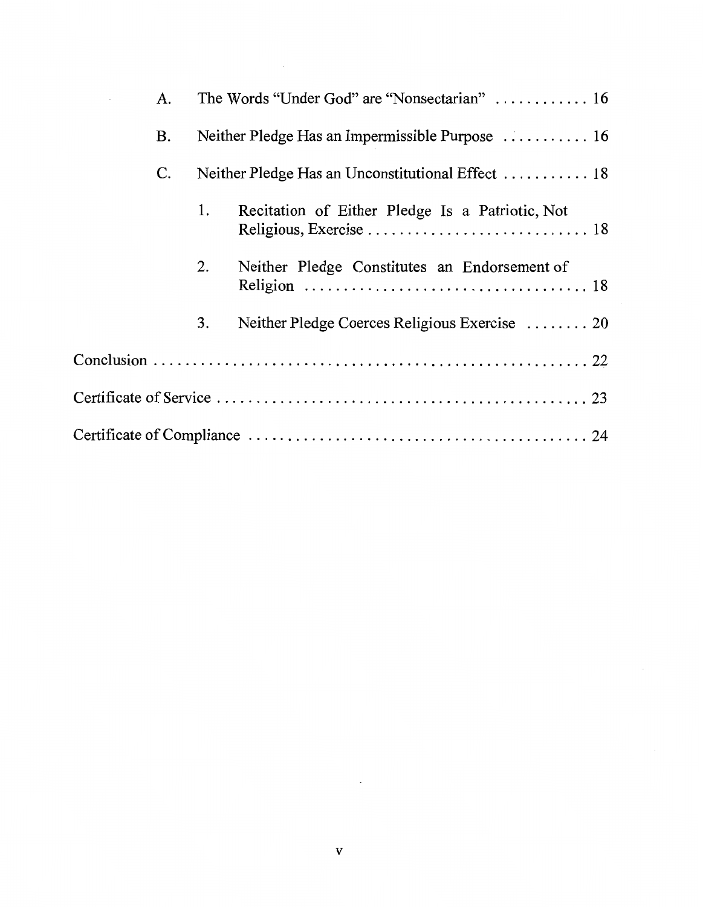A. The Words "Under God" are "Nonsectarian" . . . . . . . . . . . . 16

B. Neither Pledge Has an Impermissible Purpose . . . . . . . . . . . 16

C. Neither Pledge Has an Unconstitutional Effect . . . . . . . . . . . 18

1. Recitation of Either Pledge Is a Patriotic, Not Religious, Exercise . . . . . . . . . . . . . . . . . . . . . . . . . . . . 18

2. Neither Pledge Constitutes an Endorsement of Religion . . . . . . . . . . . . . . . . . . . . . . . . . . . . . . . . . . . . 18

3. Neither Pledge Coerces Religious Exercise . . . . . . . . 20

Conclusion . . . . . . . . . . . . . . . . . . . . . . . . . . . . . . . . . . . . . . . . . . . . . . . . . 22

Certificate of Service . . . . . . . . . . . . . . . . . . . . . . . . . . . . . . . . . . . . . . . . . . 23

Certificate of Compliance . . . . . . . . . . . . . . . . . . . . . . . . . . . . . . . . . . . . . . . 24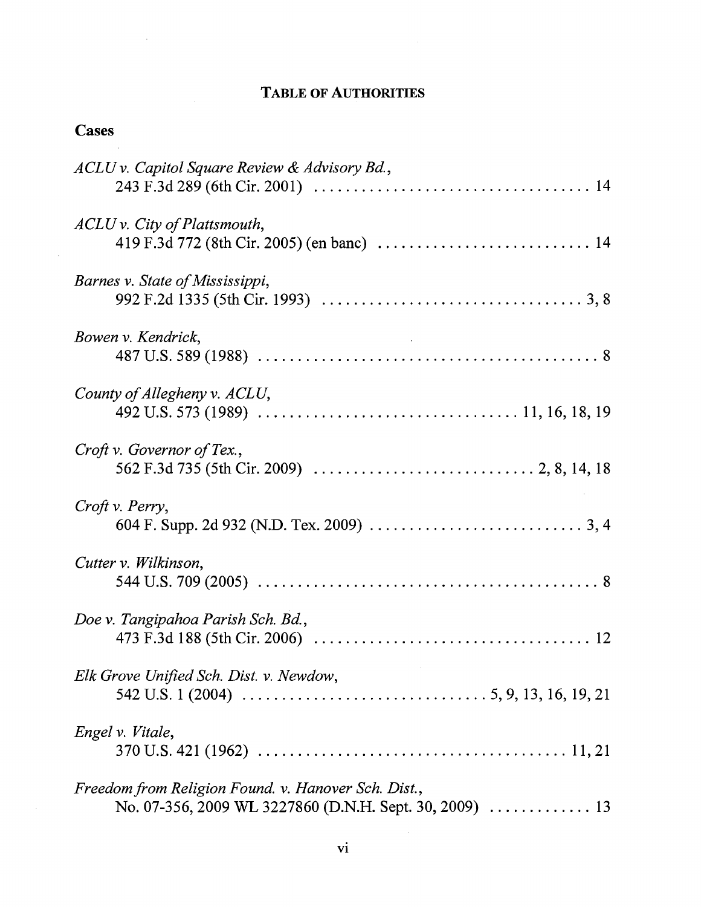# TABLE OF AUTHORITIES

## Cases

*ACLU v. Capitol Square Review & Advisory Bd.*, 243 F.3d 289 (6th Cir. 2001) .................................. 14

*ACLU v. City of Plattsmouth*, 419 F.3d 772 (8th Cir. 2005) (en banc) .......................... 14

*Barnes v. State of Mississippi*, 992 F.2d 1335 (5th Cir. 1993) ................................ 3, 8

*Bowen v. Kendrick*, 487 U.S. 589 (1988) .......................................... 8

*County of Allegheny v. ACLU*, 492 U.S. 573 (1989) ............................... 11, 16, 18, 19

*Croft v. Governor of Tex.*, 562 F.3d 735 (5th Cir. 2009) ........................... 2, 8, 14, 18

*Croft v. Perry*, 604 F. Supp. 2d 932 (N.D. Tex. 2009) .......................... 3, 4

*Cutter v. Wilkinson*, 544 U.S. 709 (2005) .......................................... 8

*Doe v. Tangipahoa Parish Sch. Bd.*, 473 F.3d 188 (5th Cir. 2006) .................................. 12

*Elk Grove Unified Sch. Dist. v. Newdow*, 542 U.S. 1 (2004) ............................. 5, 9, 13, 16, 19, 21

*Engel v. Vitale*, 370 U.S. 421 (1962) ..................................... 11, 21

*Freedom from Religion Found. v. Hanover Sch. Dist.*, No. 07-356, 2009 WL 3227860 (D.N.H. Sept. 30, 2009) ............. 13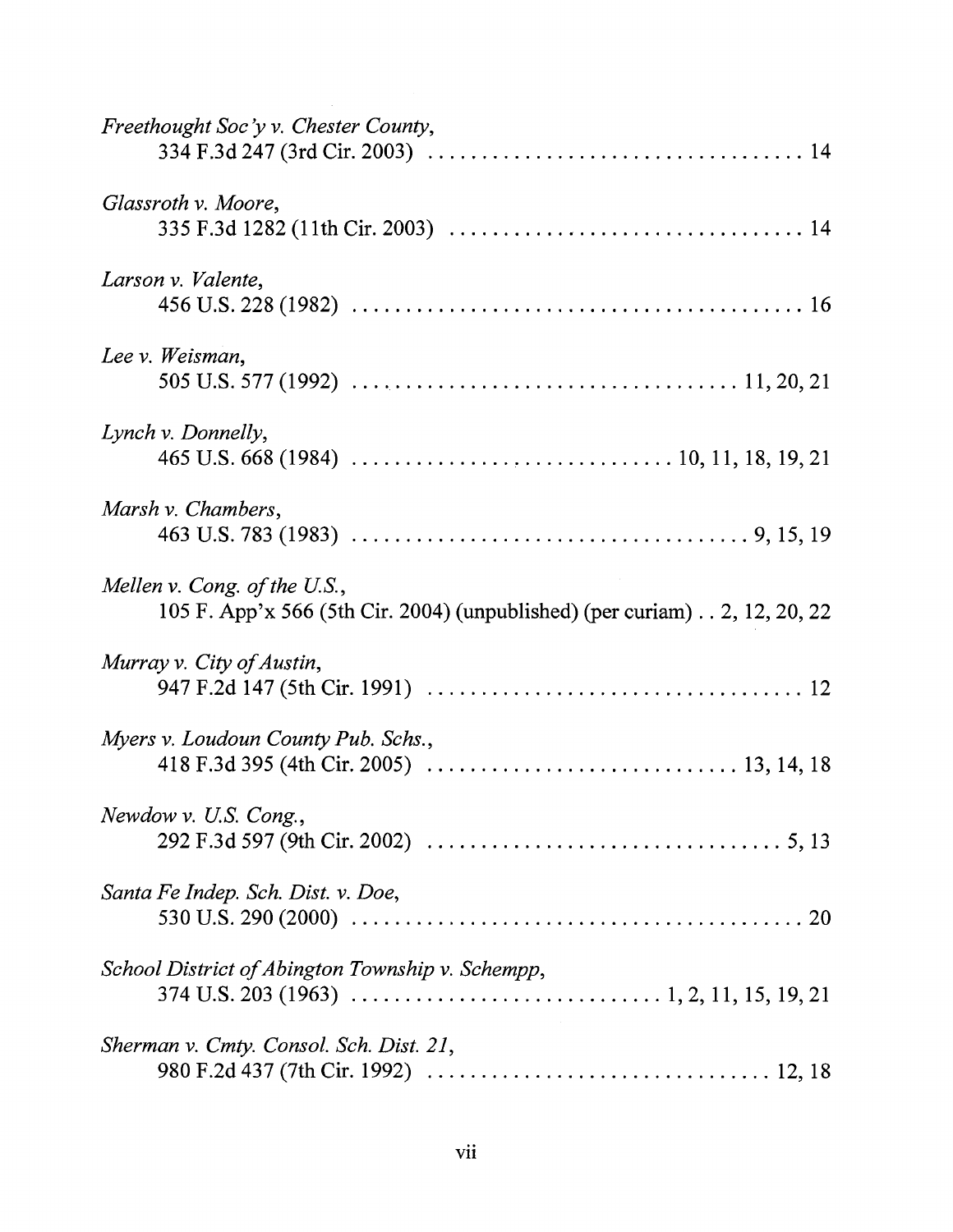*Freethought Soc'y v. Chester County*,
334 F.3d 247 (3rd Cir. 2003) . . . . . . . . . . . . . . . . . . . . . . . . . . . . . . . . . . . 14

*Glassroth v. Moore*,
335 F.3d 1282 (11th Cir. 2003) . . . . . . . . . . . . . . . . . . . . . . . . . . . . . . . . . 14

*Larson v. Valente*,
456 U.S. 228 (1982) . . . . . . . . . . . . . . . . . . . . . . . . . . . . . . . . . . . . . . . . . 16

*Lee v. Weisman*,
505 U.S. 577 (1992) . . . . . . . . . . . . . . . . . . . . . . . . . . . . . . . . . . 11, 20, 21

*Lynch v. Donnelly*,
465 U.S. 668 (1984) . . . . . . . . . . . . . . . . . . . . . . . . . . . . . 10, 11, 18, 19, 21

*Marsh v. Chambers*,
463 U.S. 783 (1983) . . . . . . . . . . . . . . . . . . . . . . . . . . . . . . . . . . . . 9, 15, 19

*Mellen v. Cong. of the U.S.*,
105 F. App'x 566 (5th Cir. 2004) (unpublished) (per curiam) . . 2, 12, 20, 22

*Murray v. City of Austin*,
947 F.2d 147 (5th Cir. 1991) . . . . . . . . . . . . . . . . . . . . . . . . . . . . . . . . . . . 12

*Myers v. Loudoun County Pub. Schs.*,
418 F.3d 395 (4th Cir. 2005) . . . . . . . . . . . . . . . . . . . . . . . . . . . . 13, 14, 18

*Newdow v. U.S. Cong.*,
292 F.3d 597 (9th Cir. 2002) . . . . . . . . . . . . . . . . . . . . . . . . . . . . . . . . . 5, 13

*Santa Fe Indep. Sch. Dist. v. Doe*,
530 U.S. 290 (2000) . . . . . . . . . . . . . . . . . . . . . . . . . . . . . . . . . . . . . . . . . 20

*School District of Abington Township v. Schempp*,
374 U.S. 203 (1963) . . . . . . . . . . . . . . . . . . . . . . . . . . . 1, 2, 11, 15, 19, 21

*Sherman v. Cmty. Consol. Sch. Dist. 21*,
980 F.2d 437 (7th Cir. 1992) . . . . . . . . . . . . . . . . . . . . . . . . . . . . . . . . 12, 18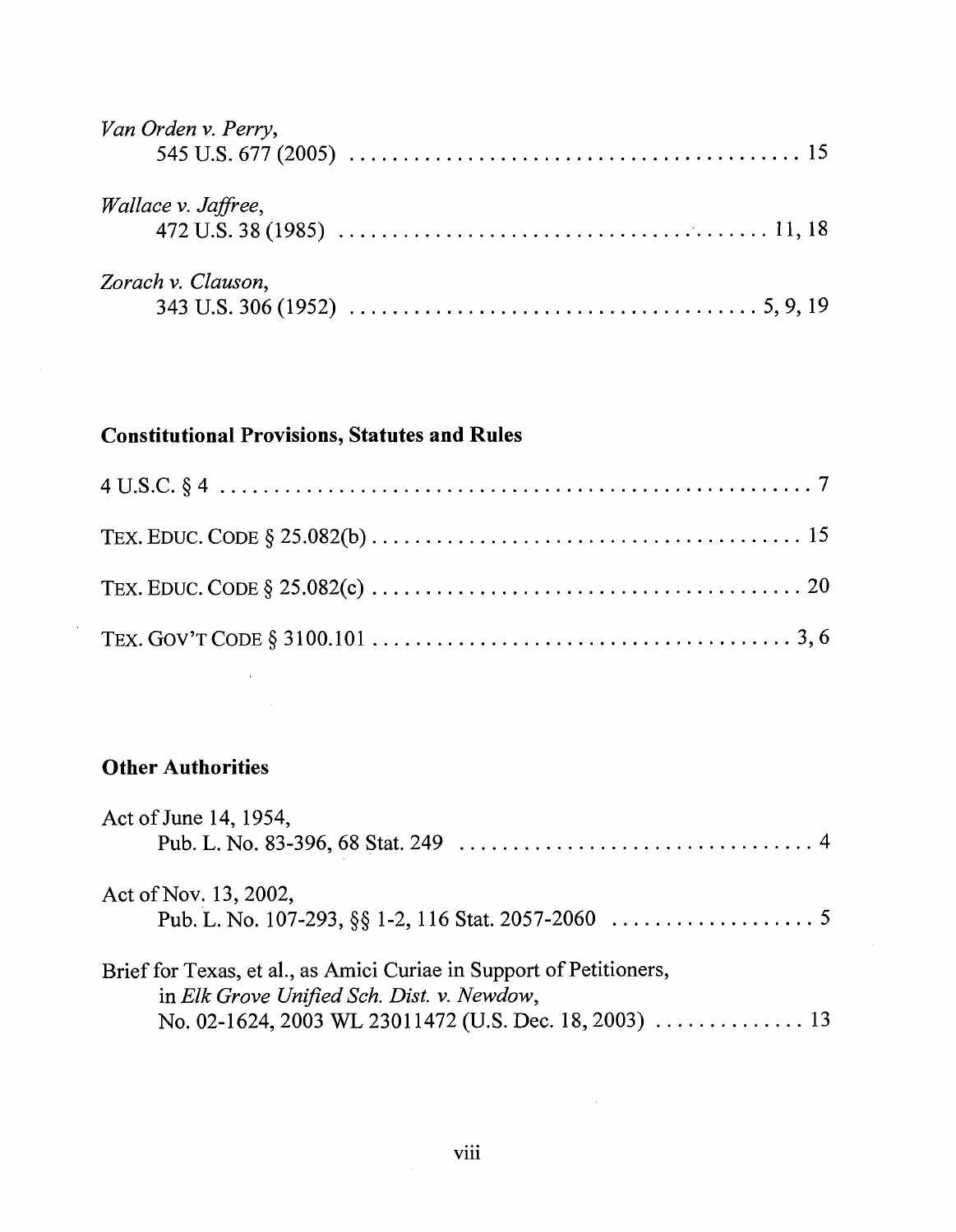*Van Orden v. Perry*,
545 U.S. 677 (2005) .......................................... 15

*Wallace v. Jaffree*,
472 U.S. 38 (1985) .......................................... 11, 18

*Zorach v. Clauson*,
343 U.S. 306 (1952) .......................................... 5, 9, 19

**Constitutional Provisions, Statutes and Rules**

4 U.S.C. § 4 .......................................... 7

TEX. EDUC. CODE § 25.082(b) .......................................... 15

TEX. EDUC. CODE § 25.082(c) .......................................... 20

TEX. GOV'T CODE § 3100.101 .......................................... 3, 6

**Other Authorities**

Act of June 14, 1954,
Pub. L. No. 83-396, 68 Stat. 249 .......................................... 4

Act of Nov. 13, 2002,
Pub. L. No. 107-293, §§ 1-2, 116 Stat. 2057-2060 .......................................... 5

Brief for Texas, et al., as Amici Curiae in Support of Petitioners,
in *Elk Grove Unified Sch. Dist. v. Newdow*,
No. 02-1624, 2003 WL 23011472 (U.S. Dec. 18, 2003) .......................................... 13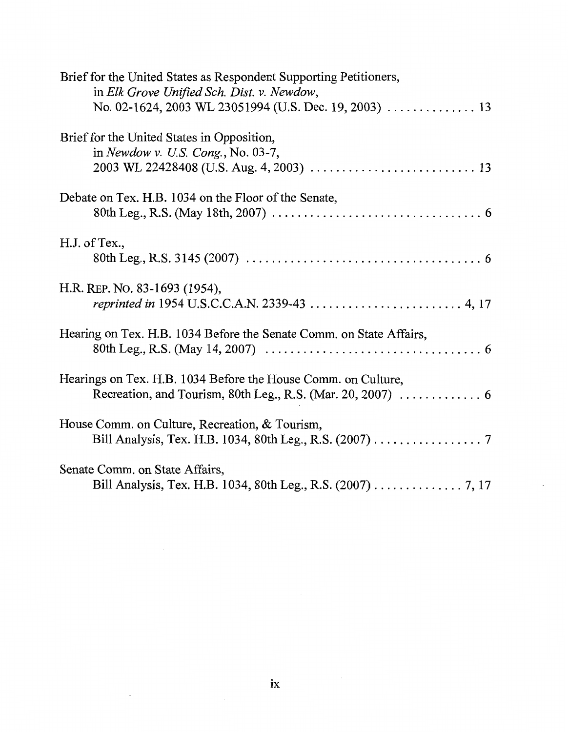Brief for the United States as Respondent Supporting Petitioners, in *Elk Grove Unified Sch. Dist. v. Newdow*, No. 02-1624, 2003 WL 23051994 (U.S. Dec. 19, 2003) .............. 13

Brief for the United States in Opposition, in *Newdow v. U.S. Cong.*, No. 03-7, 2003 WL 22428408 (U.S. Aug. 4, 2003) .......................... 13

Debate on Tex. H.B. 1034 on the Floor of the Senate, 80th Leg., R.S. (May 18th, 2007) ................................ 6

H.J. of Tex., 80th Leg., R.S. 3145 (2007) .................................... 6

H.R. REP. NO. 83-1693 (1954), *reprinted in* 1954 U.S.C.C.A.N. 2339-43 ........................ 4, 17

Hearing on Tex. H.B. 1034 Before the Senate Comm. on State Affairs, 80th Leg., R.S. (May 14, 2007) ................................. 6

Hearings on Tex. H.B. 1034 Before the House Comm. on Culture, Recreation, and Tourism, 80th Leg., R.S. (Mar. 20, 2007) ............. 6

House Comm. on Culture, Recreation, & Tourism, Bill Analysis, Tex. H.B. 1034, 80th Leg., R.S. (2007) ................. 7

Senate Comm. on State Affairs, Bill Analysis, Tex. H.B. 1034, 80th Leg., R.S. (2007) .............. 7, 17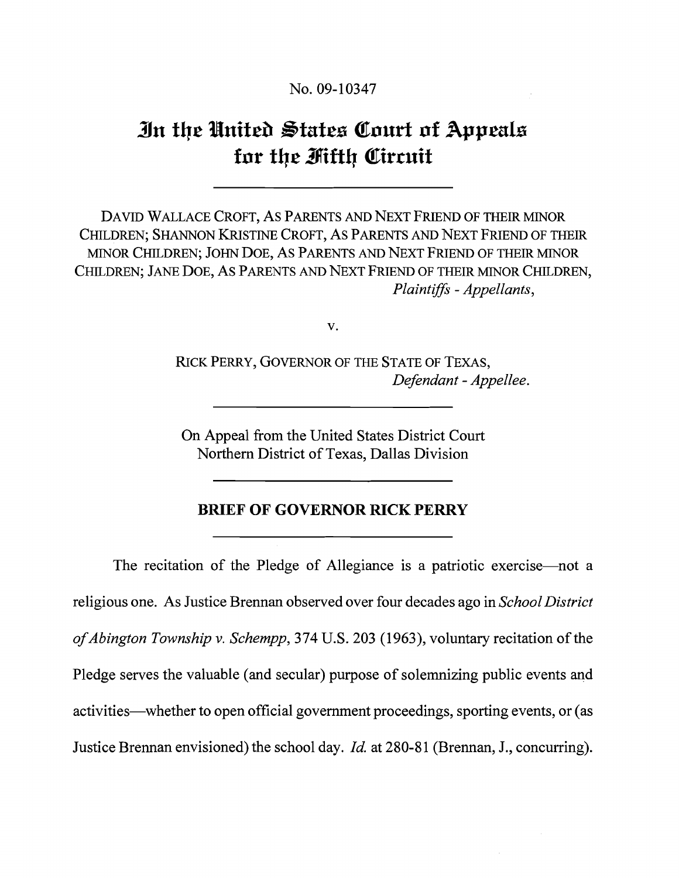No. 09-10347

# In the United States Court of Appeals for the Fifth Circuit

DAVID WALLACE CROFT, AS PARENTS AND NEXT FRIEND OF THEIR MINOR CHILDREN; SHANNON KRISTINE CROFT, AS PARENTS AND NEXT FRIEND OF THEIR MINOR CHILDREN; JOHN DOE, AS PARENTS AND NEXT FRIEND OF THEIR MINOR CHILDREN; JANE DOE, AS PARENTS AND NEXT FRIEND OF THEIR MINOR CHILDREN,
*Plaintiffs - Appellants*,

v.

RICK PERRY, GOVERNOR OF THE STATE OF TEXAS,
*Defendant - Appellee.*

On Appeal from the United States District Court
Northern District of Texas, Dallas Division

## BRIEF OF GOVERNOR RICK PERRY

The recitation of the Pledge of Allegiance is a patriotic exercise—not a religious one. As Justice Brennan observed over four decades ago in *School District of Abington Township v. Schempp*, 374 U.S. 203 (1963), voluntary recitation of the Pledge serves the valuable (and secular) purpose of solemnizing public events and activities—whether to open official government proceedings, sporting events, or (as Justice Brennan envisioned) the school day. *Id.* at 280-81 (Brennan, J., concurring).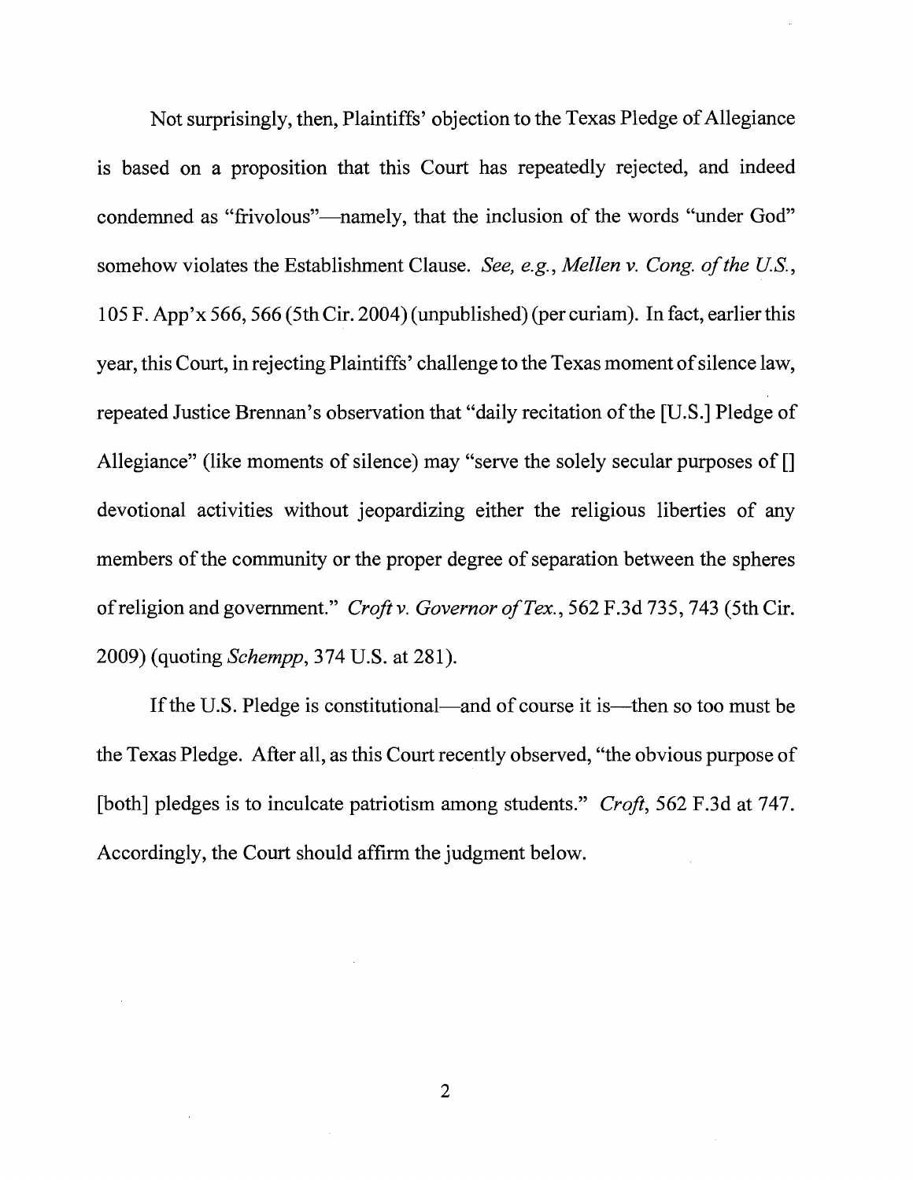Not surprisingly, then, Plaintiffs' objection to the Texas Pledge of Allegiance is based on a proposition that this Court has repeatedly rejected, and indeed condemned as "frivolous"—namely, that the inclusion of the words "under God" somehow violates the Establishment Clause. *See, e.g.*, *Mellen v. Cong. of the U.S.*, 105 F. App'x 566, 566 (5th Cir. 2004) (unpublished) (per curiam). In fact, earlier this year, this Court, in rejecting Plaintiffs' challenge to the Texas moment of silence law, repeated Justice Brennan's observation that "daily recitation of the [U.S.] Pledge of Allegiance" (like moments of silence) may "serve the solely secular purposes of [] devotional activities without jeopardizing either the religious liberties of any members of the community or the proper degree of separation between the spheres of religion and government." *Croft v. Governor of Tex.*, 562 F.3d 735, 743 (5th Cir. 2009) (quoting *Schempp*, 374 U.S. at 281).

If the U.S. Pledge is constitutional—and of course it is—then so too must be the Texas Pledge. After all, as this Court recently observed, "the obvious purpose of [both] pledges is to inculcate patriotism among students." *Croft*, 562 F.3d at 747. Accordingly, the Court should affirm the judgment below.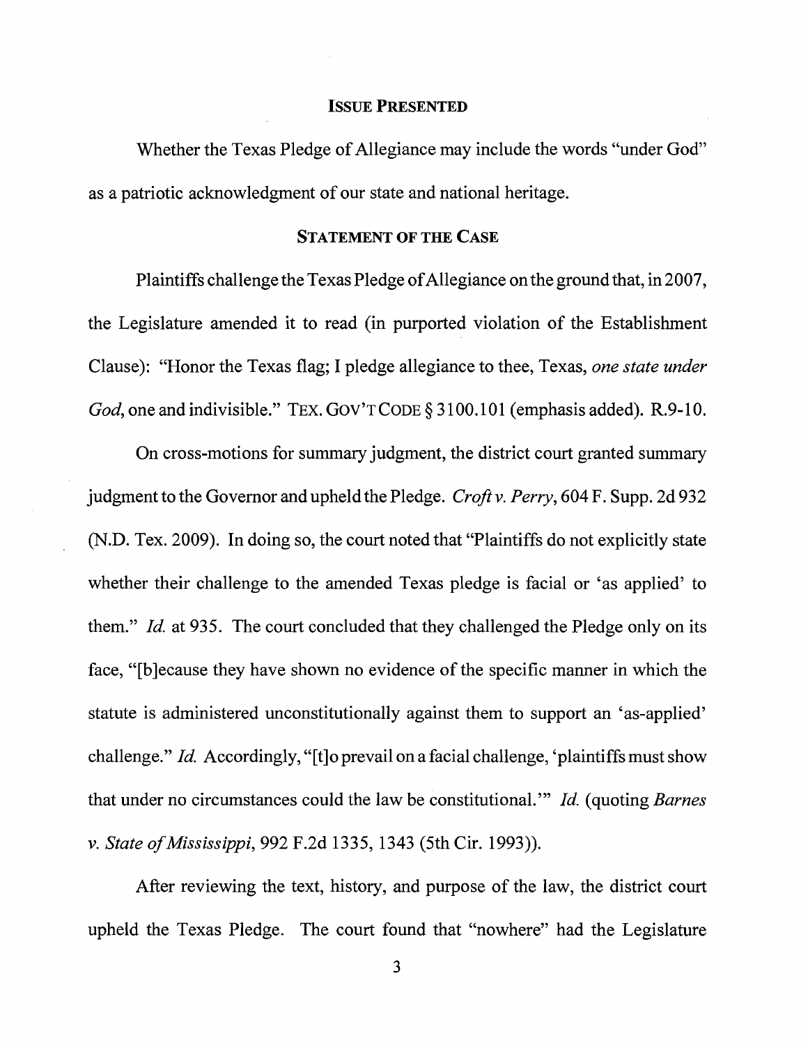## ISSUE PRESENTED

Whether the Texas Pledge of Allegiance may include the words "under God" as a patriotic acknowledgment of our state and national heritage.

## STATEMENT OF THE CASE

Plaintiffs challenge the Texas Pledge of Allegiance on the ground that, in 2007, the Legislature amended it to read (in purported violation of the Establishment Clause): "Honor the Texas flag; I pledge allegiance to thee, Texas, *one state under God*, one and indivisible." TEX. GOV'T CODE § 3100.101 (emphasis added). R.9-10.

On cross-motions for summary judgment, the district court granted summary judgment to the Governor and upheld the Pledge. *Croft v. Perry*, 604 F. Supp. 2d 932 (N.D. Tex. 2009). In doing so, the court noted that "Plaintiffs do not explicitly state whether their challenge to the amended Texas pledge is facial or 'as applied' to them." *Id.* at 935. The court concluded that they challenged the Pledge only on its face, "[b]ecause they have shown no evidence of the specific manner in which the statute is administered unconstitutionally against them to support an 'as-applied' challenge." *Id.* Accordingly, "[t]o prevail on a facial challenge, 'plaintiffs must show that under no circumstances could the law be constitutional.'" *Id.* (quoting *Barnes v. State of Mississippi*, 992 F.2d 1335, 1343 (5th Cir. 1993)).

After reviewing the text, history, and purpose of the law, the district court upheld the Texas Pledge. The court found that "nowhere" had the Legislature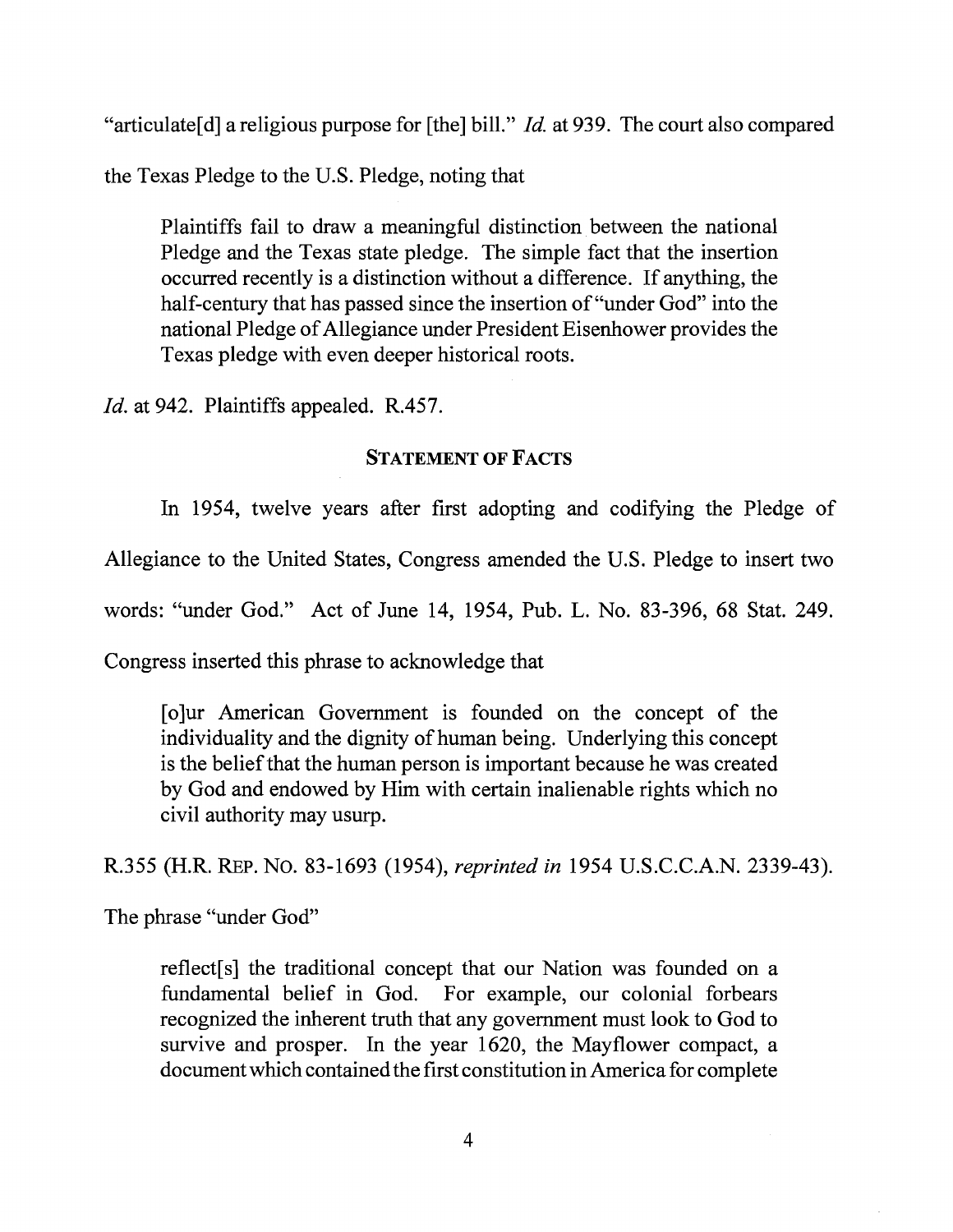"articulate[d] a religious purpose for [the] bill." *Id.* at 939. The court also compared the Texas Pledge to the U.S. Pledge, noting that

> Plaintiffs fail to draw a meaningful distinction between the national Pledge and the Texas state pledge. The simple fact that the insertion occurred recently is a distinction without a difference. If anything, the half-century that has passed since the insertion of "under God" into the national Pledge of Allegiance under President Eisenhower provides the Texas pledge with even deeper historical roots.

*Id.* at 942. Plaintiffs appealed. R.457.

## STATEMENT OF FACTS

In 1954, twelve years after first adopting and codifying the Pledge of Allegiance to the United States, Congress amended the U.S. Pledge to insert two words: "under God." Act of June 14, 1954, Pub. L. No. 83-396, 68 Stat. 249. Congress inserted this phrase to acknowledge that

> [o]ur American Government is founded on the concept of the individuality and the dignity of human being. Underlying this concept is the belief that the human person is important because he was created by God and endowed by Him with certain inalienable rights which no civil authority may usurp.

R.355 (H.R. REP. NO. 83-1693 (1954), *reprinted in* 1954 U.S.C.C.A.N. 2339-43).

The phrase "under God"

> reflect[s] the traditional concept that our Nation was founded on a fundamental belief in God. For example, our colonial forbears recognized the inherent truth that any government must look to God to survive and prosper. In the year 1620, the Mayflower compact, a document which contained the first constitution in America for complete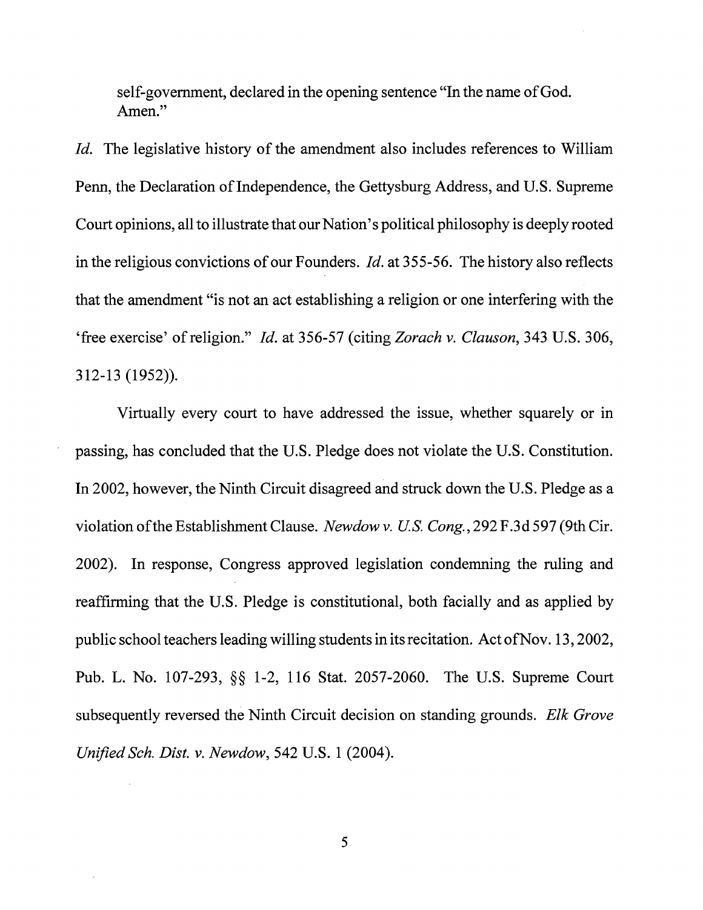self-government, declared in the opening sentence "In the name of God. Amen."

*Id.* The legislative history of the amendment also includes references to William Penn, the Declaration of Independence, the Gettysburg Address, and U.S. Supreme Court opinions, all to illustrate that our Nation's political philosophy is deeply rooted in the religious convictions of our Founders. *Id.* at 355-56. The history also reflects that the amendment "is not an act establishing a religion or one interfering with the 'free exercise' of religion." *Id.* at 356-57 (citing *Zorach v. Clauson*, 343 U.S. 306, 312-13 (1952)).

Virtually every court to have addressed the issue, whether squarely or in passing, has concluded that the U.S. Pledge does not violate the U.S. Constitution. In 2002, however, the Ninth Circuit disagreed and struck down the U.S. Pledge as a violation of the Establishment Clause. *Newdow v. U.S. Cong.*, 292 F.3d 597 (9th Cir. 2002). In response, Congress approved legislation condemning the ruling and reaffirming that the U.S. Pledge is constitutional, both facially and as applied by public school teachers leading willing students in its recitation. Act of Nov. 13, 2002, Pub. L. No. 107-293, §§ 1-2, 116 Stat. 2057-2060. The U.S. Supreme Court subsequently reversed the Ninth Circuit decision on standing grounds. *Elk Grove Unified Sch. Dist. v. Newdow*, 542 U.S. 1 (2004).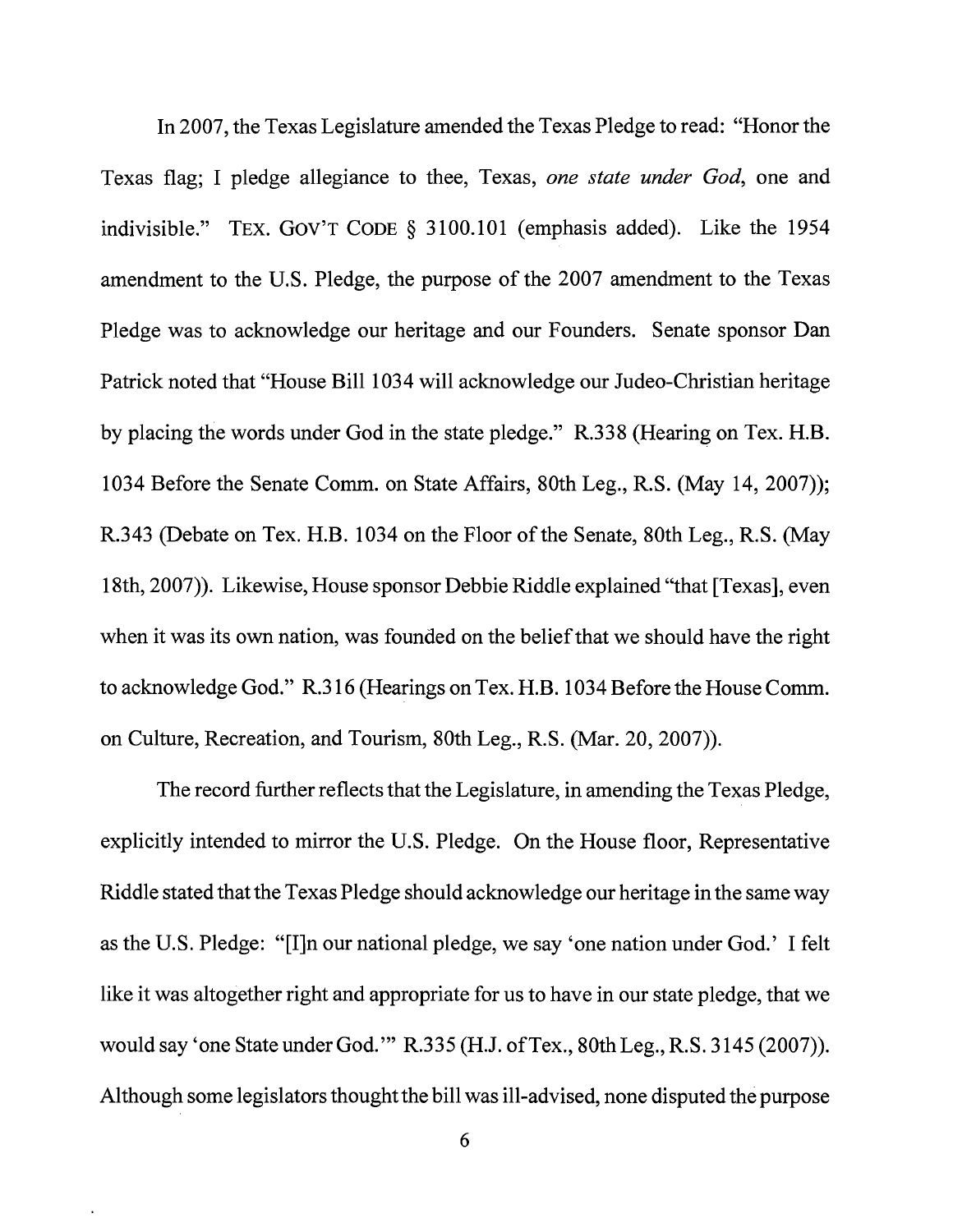In 2007, the Texas Legislature amended the Texas Pledge to read: "Honor the Texas flag; I pledge allegiance to thee, Texas, *one state under God*, one and indivisible." TEX. GOV'T CODE § 3100.101 (emphasis added). Like the 1954 amendment to the U.S. Pledge, the purpose of the 2007 amendment to the Texas Pledge was to acknowledge our heritage and our Founders. Senate sponsor Dan Patrick noted that "House Bill 1034 will acknowledge our Judeo-Christian heritage by placing the words under God in the state pledge." R.338 (Hearing on Tex. H.B. 1034 Before the Senate Comm. on State Affairs, 80th Leg., R.S. (May 14, 2007)); R.343 (Debate on Tex. H.B. 1034 on the Floor of the Senate, 80th Leg., R.S. (May 18th, 2007)). Likewise, House sponsor Debbie Riddle explained "that [Texas], even when it was its own nation, was founded on the belief that we should have the right to acknowledge God." R.316 (Hearings on Tex. H.B. 1034 Before the House Comm. on Culture, Recreation, and Tourism, 80th Leg., R.S. (Mar. 20, 2007)).

The record further reflects that the Legislature, in amending the Texas Pledge, explicitly intended to mirror the U.S. Pledge. On the House floor, Representative Riddle stated that the Texas Pledge should acknowledge our heritage in the same way as the U.S. Pledge: "[I]n our national pledge, we say 'one nation under God.' I felt like it was altogether right and appropriate for us to have in our state pledge, that we would say 'one State under God.'" R.335 (H.J. of Tex., 80th Leg., R.S. 3145 (2007)). Although some legislators thought the bill was ill-advised, none disputed the purpose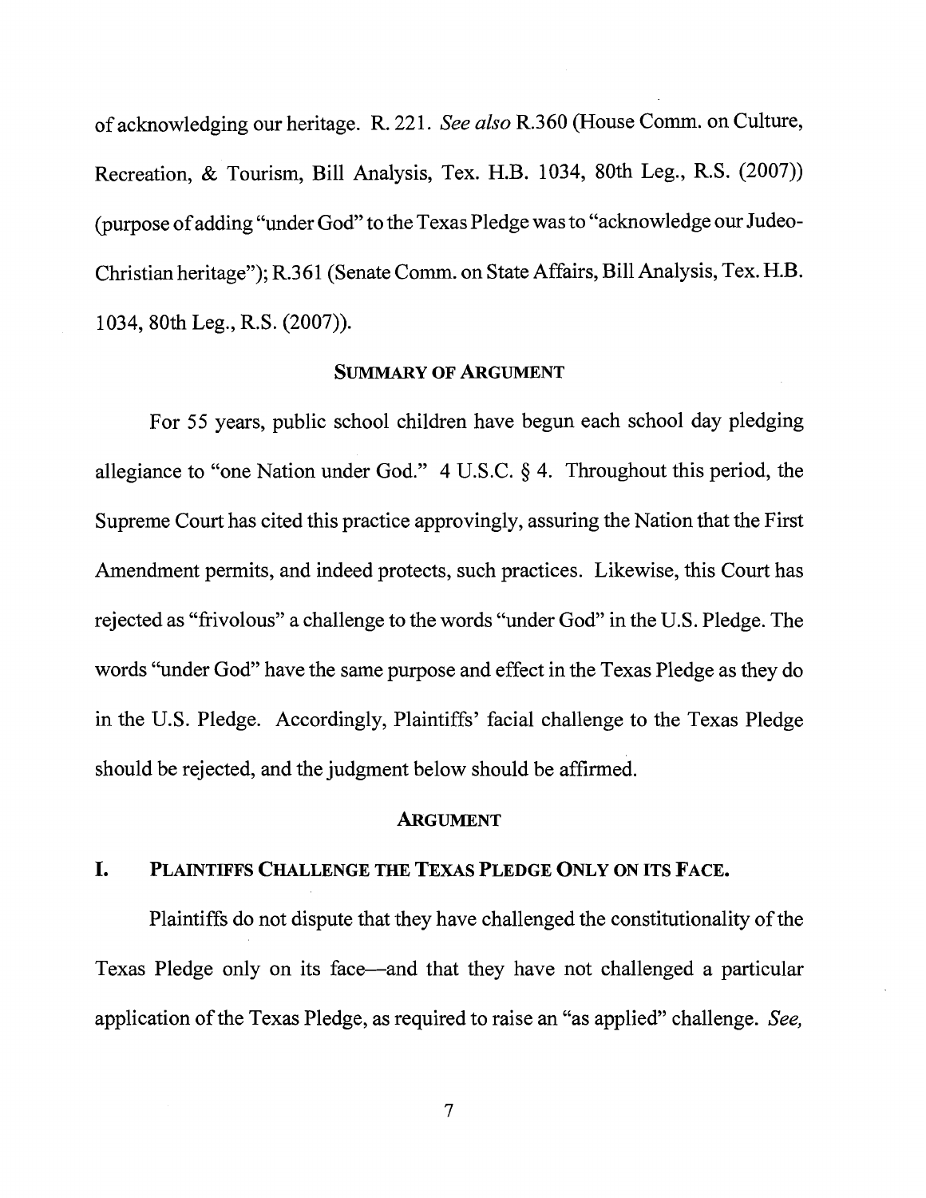of acknowledging our heritage. R. 221. *See also* R.360 (House Comm. on Culture, Recreation, & Tourism, Bill Analysis, Tex. H.B. 1034, 80th Leg., R.S. (2007)) (purpose of adding "under God" to the Texas Pledge was to "acknowledge our Judeo-Christian heritage"); R.361 (Senate Comm. on State Affairs, Bill Analysis, Tex. H.B. 1034, 80th Leg., R.S. (2007)).

## SUMMARY OF ARGUMENT

For 55 years, public school children have begun each school day pledging allegiance to "one Nation under God." 4 U.S.C. § 4. Throughout this period, the Supreme Court has cited this practice approvingly, assuring the Nation that the First Amendment permits, and indeed protects, such practices. Likewise, this Court has rejected as "frivolous" a challenge to the words "under God" in the U.S. Pledge. The words "under God" have the same purpose and effect in the Texas Pledge as they do in the U.S. Pledge. Accordingly, Plaintiffs' facial challenge to the Texas Pledge should be rejected, and the judgment below should be affirmed.

## ARGUMENT

### I. PLAINTIFFS CHALLENGE THE TEXAS PLEDGE ONLY ON ITS FACE.

Plaintiffs do not dispute that they have challenged the constitutionality of the Texas Pledge only on its face—and that they have not challenged a particular application of the Texas Pledge, as required to raise an "as applied" challenge. *See,*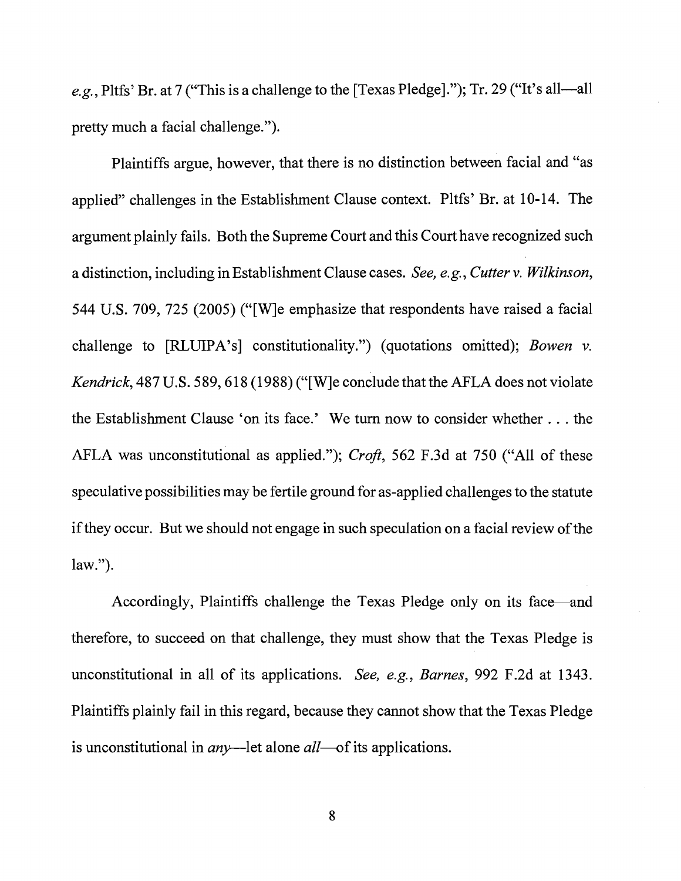*e.g.*, Pltfs' Br. at 7 ("This is a challenge to the [Texas Pledge]."); Tr. 29 ("It's all—all pretty much a facial challenge.").

Plaintiffs argue, however, that there is no distinction between facial and "as applied" challenges in the Establishment Clause context. Pltfs' Br. at 10-14. The argument plainly fails. Both the Supreme Court and this Court have recognized such a distinction, including in Establishment Clause cases. *See, e.g.*, *Cutter v. Wilkinson*, 544 U.S. 709, 725 (2005) ("[W]e emphasize that respondents have raised a facial challenge to [RLUIPA's] constitutionality.") (quotations omitted); *Bowen v. Kendrick*, 487 U.S. 589, 618 (1988) ("[W]e conclude that the AFLA does not violate the Establishment Clause 'on its face.' We turn now to consider whether . . . the AFLA was unconstitutional as applied."); *Croft*, 562 F.3d at 750 ("All of these speculative possibilities may be fertile ground for as-applied challenges to the statute if they occur. But we should not engage in such speculation on a facial review of the law.").

Accordingly, Plaintiffs challenge the Texas Pledge only on its face—and therefore, to succeed on that challenge, they must show that the Texas Pledge is unconstitutional in all of its applications. *See, e.g.*, *Barnes*, 992 F.2d at 1343. Plaintiffs plainly fail in this regard, because they cannot show that the Texas Pledge is unconstitutional in *any*—let alone *all*—of its applications.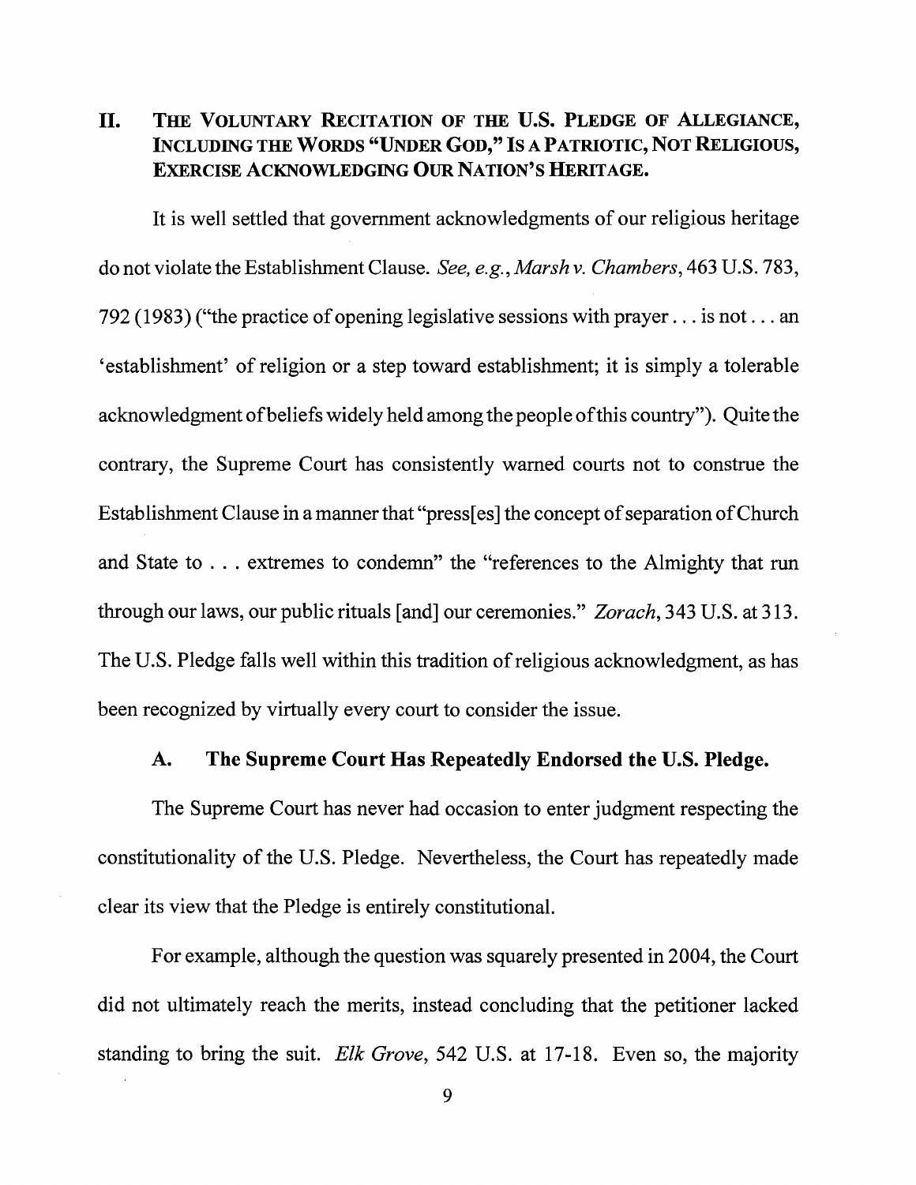## II. The Voluntary Recitation of the U.S. Pledge of Allegiance, Including the Words "Under God," Is a Patriotic, Not Religious, Exercise Acknowledging Our Nation's Heritage.

It is well settled that government acknowledgments of our religious heritage do not violate the Establishment Clause. *See, e.g.*, *Marsh v. Chambers*, 463 U.S. 783, 792 (1983) ("the practice of opening legislative sessions with prayer . . . is not . . . an 'establishment' of religion or a step toward establishment; it is simply a tolerable acknowledgment of beliefs widely held among the people of this country"). Quite the contrary, the Supreme Court has consistently warned courts not to construe the Establishment Clause in a manner that "press[es] the concept of separation of Church and State to . . . extremes to condemn" the "references to the Almighty that run through our laws, our public rituals [and] our ceremonies." *Zorach*, 343 U.S. at 313. The U.S. Pledge falls well within this tradition of religious acknowledgment, as has been recognized by virtually every court to consider the issue.

### A. The Supreme Court Has Repeatedly Endorsed the U.S. Pledge.

The Supreme Court has never had occasion to enter judgment respecting the constitutionality of the U.S. Pledge. Nevertheless, the Court has repeatedly made clear its view that the Pledge is entirely constitutional.

For example, although the question was squarely presented in 2004, the Court did not ultimately reach the merits, instead concluding that the petitioner lacked standing to bring the suit. *Elk Grove*, 542 U.S. at 17-18. Even so, the majority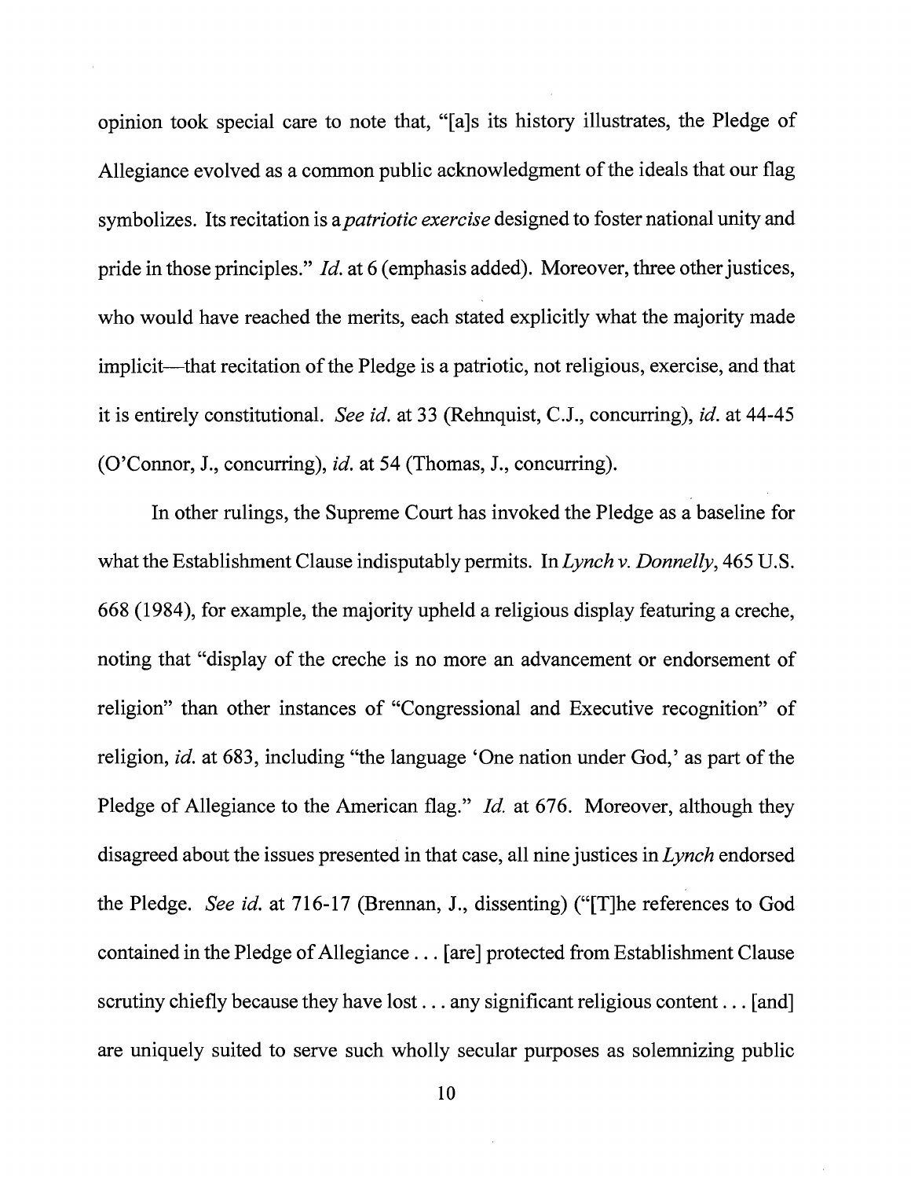opinion took special care to note that, "[a]s its history illustrates, the Pledge of Allegiance evolved as a common public acknowledgment of the ideals that our flag symbolizes. Its recitation is a *patriotic exercise* designed to foster national unity and pride in those principles." *Id.* at 6 (emphasis added). Moreover, three other justices, who would have reached the merits, each stated explicitly what the majority made implicit—that recitation of the Pledge is a patriotic, not religious, exercise, and that it is entirely constitutional. *See id.* at 33 (Rehnquist, C.J., concurring), *id.* at 44-45 (O'Connor, J., concurring), *id.* at 54 (Thomas, J., concurring).

In other rulings, the Supreme Court has invoked the Pledge as a baseline for what the Establishment Clause indisputably permits. In *Lynch v. Donnelly*, 465 U.S. 668 (1984), for example, the majority upheld a religious display featuring a creche, noting that "display of the creche is no more an advancement or endorsement of religion" than other instances of "Congressional and Executive recognition" of religion, *id.* at 683, including "the language 'One nation under God,' as part of the Pledge of Allegiance to the American flag." *Id.* at 676. Moreover, although they disagreed about the issues presented in that case, all nine justices in *Lynch* endorsed the Pledge. *See id.* at 716-17 (Brennan, J., dissenting) ("[T]he references to God contained in the Pledge of Allegiance . . . [are] protected from Establishment Clause scrutiny chiefly because they have lost . . . any significant religious content . . . [and] are uniquely suited to serve such wholly secular purposes as solemnizing public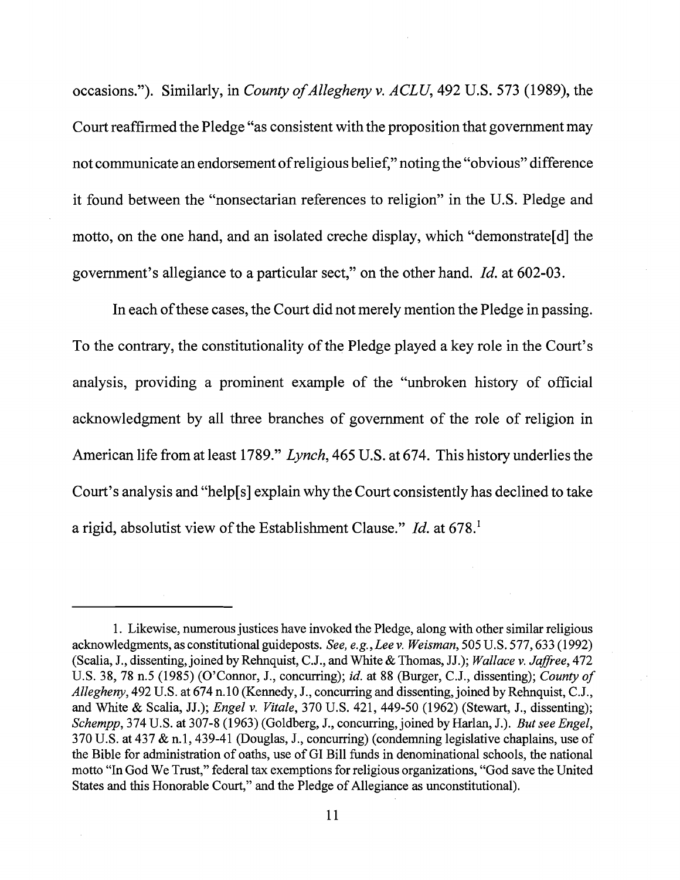occasions."). Similarly, in *County of Allegheny v. ACLU*, 492 U.S. 573 (1989), the Court reaffirmed the Pledge "as consistent with the proposition that government may not communicate an endorsement of religious belief," noting the "obvious" difference it found between the "nonsectarian references to religion" in the U.S. Pledge and motto, on the one hand, and an isolated creche display, which "demonstrate[d] the government's allegiance to a particular sect," on the other hand. *Id.* at 602-03.

In each of these cases, the Court did not merely mention the Pledge in passing. To the contrary, the constitutionality of the Pledge played a key role in the Court's analysis, providing a prominent example of the "unbroken history of official acknowledgment by all three branches of government of the role of religion in American life from at least 1789." *Lynch*, 465 U.S. at 674. This history underlies the Court's analysis and "help[s] explain why the Court consistently has declined to take a rigid, absolutist view of the Establishment Clause." *Id.* at 678.[1]

---

1. Likewise, numerous justices have invoked the Pledge, along with other similar religious acknowledgments, as constitutional guideposts. *See, e.g.*, *Lee v. Weisman*, 505 U.S. 577, 633 (1992) (Scalia, J., dissenting, joined by Rehnquist, C.J., and White & Thomas, JJ.); *Wallace v. Jaffree*, 472 U.S. 38, 78 n.5 (1985) (O'Connor, J., concurring); *id.* at 88 (Burger, C.J., dissenting); *County of Allegheny*, 492 U.S. at 674 n.10 (Kennedy, J., concurring and dissenting, joined by Rehnquist, C.J., and White & Scalia, JJ.); *Engel v. Vitale*, 370 U.S. 421, 449-50 (1962) (Stewart, J., dissenting); *Schempp*, 374 U.S. at 307-8 (1963) (Goldberg, J., concurring, joined by Harlan, J.). *But see Engel*, 370 U.S. at 437 & n.1, 439-41 (Douglas, J., concurring) (condemning legislative chaplains, use of the Bible for administration of oaths, use of GI Bill funds in denominational schools, the national motto "In God We Trust," federal tax exemptions for religious organizations, "God save the United States and this Honorable Court," and the Pledge of Allegiance as unconstitutional).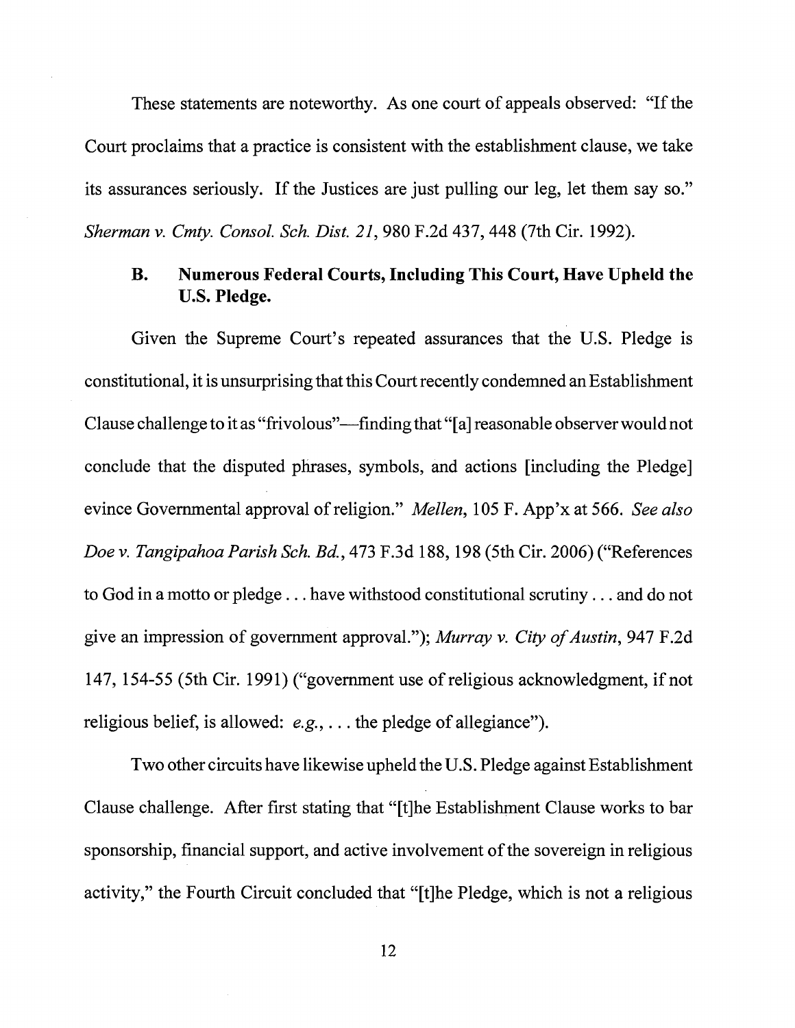These statements are noteworthy. As one court of appeals observed: "If the Court proclaims that a practice is consistent with the establishment clause, we take its assurances seriously. If the Justices are just pulling our leg, let them say so." *Sherman v. Cmty. Consol. Sch. Dist. 21*, 980 F.2d 437, 448 (7th Cir. 1992).

### B. Numerous Federal Courts, Including This Court, Have Upheld the U.S. Pledge.

Given the Supreme Court's repeated assurances that the U.S. Pledge is constitutional, it is unsurprising that this Court recently condemned an Establishment Clause challenge to it as "frivolous"—finding that "[a] reasonable observer would not conclude that the disputed phrases, symbols, and actions [including the Pledge] evince Governmental approval of religion." *Mellen*, 105 F. App'x at 566. *See also Doe v. Tangipahoa Parish Sch. Bd.*, 473 F.3d 188, 198 (5th Cir. 2006) ("References to God in a motto or pledge . . . have withstood constitutional scrutiny . . . and do not give an impression of government approval."); *Murray v. City of Austin*, 947 F.2d 147, 154-55 (5th Cir. 1991) ("government use of religious acknowledgment, if not religious belief, is allowed: *e.g.*, . . . the pledge of allegiance").

Two other circuits have likewise upheld the U.S. Pledge against Establishment Clause challenge. After first stating that "[t]he Establishment Clause works to bar sponsorship, financial support, and active involvement of the sovereign in religious activity," the Fourth Circuit concluded that "[t]he Pledge, which is not a religious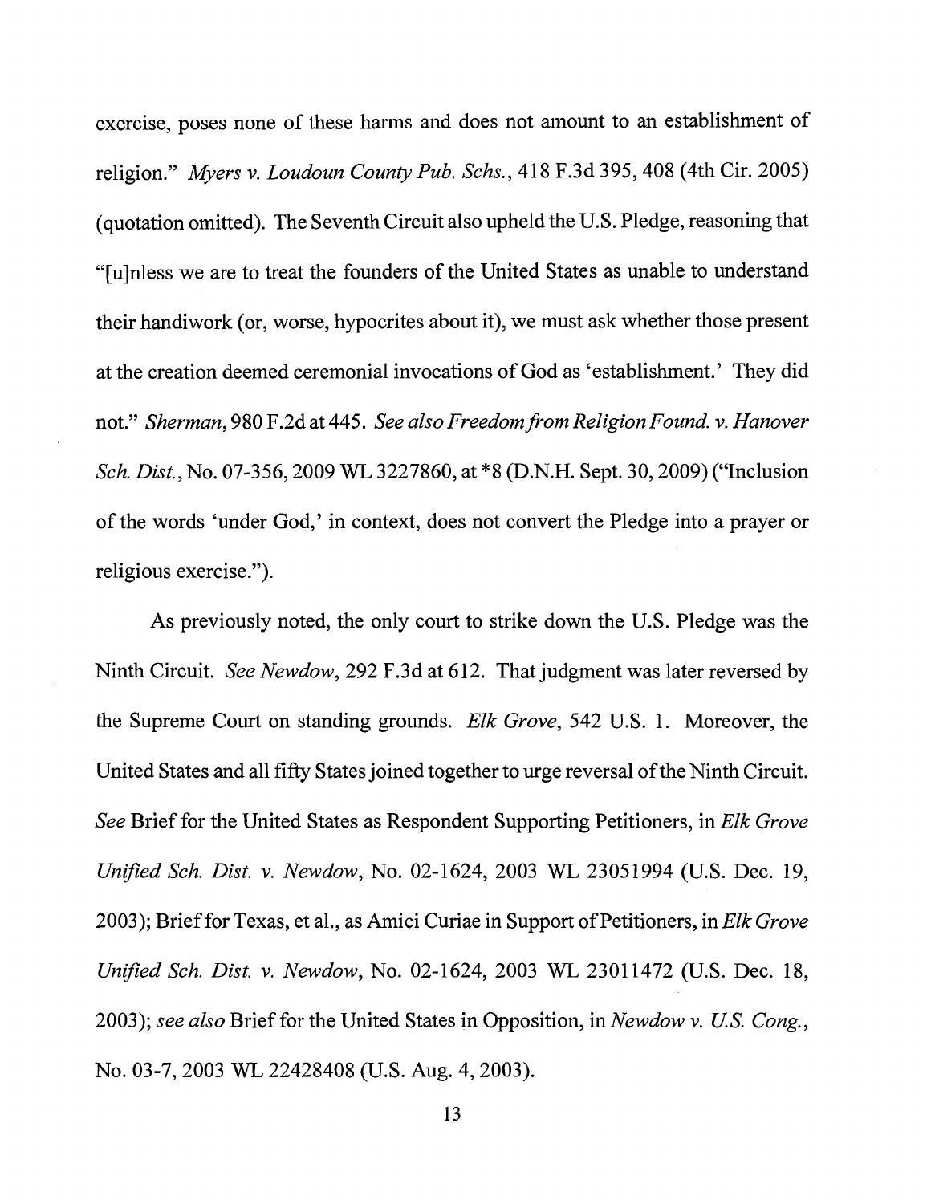exercise, poses none of these harms and does not amount to an establishment of religion." *Myers v. Loudoun County Pub. Schs.*, 418 F.3d 395, 408 (4th Cir. 2005) (quotation omitted). The Seventh Circuit also upheld the U.S. Pledge, reasoning that "[u]nless we are to treat the founders of the United States as unable to understand their handiwork (or, worse, hypocrites about it), we must ask whether those present at the creation deemed ceremonial invocations of God as 'establishment.' They did not." *Sherman*, 980 F.2d at 445. *See also Freedom from Religion Found. v. Hanover Sch. Dist.*, No. 07-356, 2009 WL 3227860, at *8 (D.N.H. Sept. 30, 2009) ("Inclusion of the words 'under God,' in context, does not convert the Pledge into a prayer or religious exercise.").

As previously noted, the only court to strike down the U.S. Pledge was the Ninth Circuit. *See Newdow*, 292 F.3d at 612. That judgment was later reversed by the Supreme Court on standing grounds. *Elk Grove*, 542 U.S. 1. Moreover, the United States and all fifty States joined together to urge reversal of the Ninth Circuit. *See* Brief for the United States as Respondent Supporting Petitioners, in *Elk Grove Unified Sch. Dist. v. Newdow*, No. 02-1624, 2003 WL 23051994 (U.S. Dec. 19, 2003); Brief for Texas, et al., as Amici Curiae in Support of Petitioners, in *Elk Grove Unified Sch. Dist. v. Newdow*, No. 02-1624, 2003 WL 23011472 (U.S. Dec. 18, 2003); *see also* Brief for the United States in Opposition, in *Newdow v. U.S. Cong.*, No. 03-7, 2003 WL 22428408 (U.S. Aug. 4, 2003).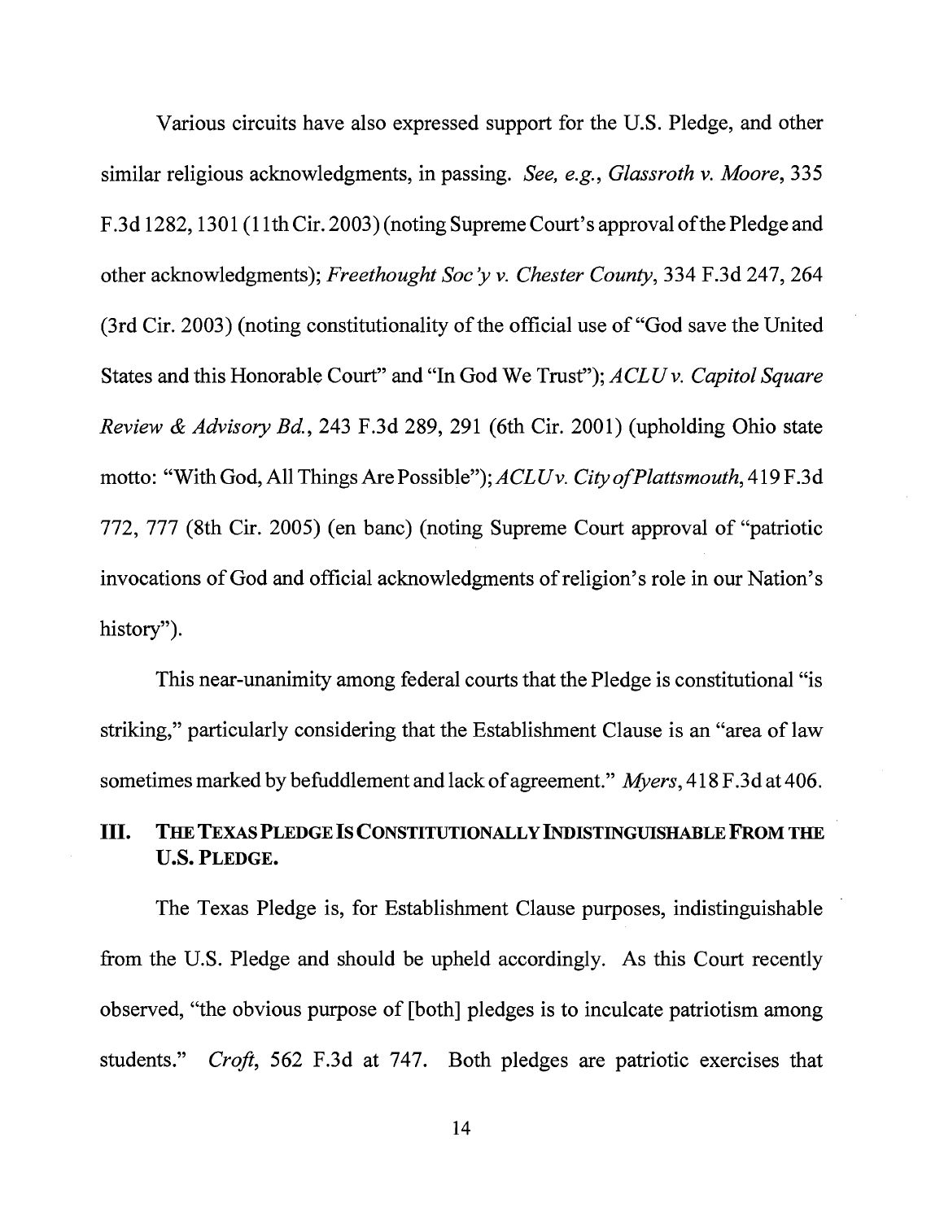Various circuits have also expressed support for the U.S. Pledge, and other similar religious acknowledgments, in passing. *See, e.g.*, *Glassroth v. Moore*, 335 F.3d 1282, 1301 (11th Cir. 2003) (noting Supreme Court's approval of the Pledge and other acknowledgments); *Freethought Soc'y v. Chester County*, 334 F.3d 247, 264 (3rd Cir. 2003) (noting constitutionality of the official use of "God save the United States and this Honorable Court" and "In God We Trust"); *ACLU v. Capitol Square Review & Advisory Bd.*, 243 F.3d 289, 291 (6th Cir. 2001) (upholding Ohio state motto: "With God, All Things Are Possible"); *ACLU v. City of Plattsmouth*, 419 F.3d 772, 777 (8th Cir. 2005) (en banc) (noting Supreme Court approval of "patriotic invocations of God and official acknowledgments of religion's role in our Nation's history").

This near-unanimity among federal courts that the Pledge is constitutional "is striking," particularly considering that the Establishment Clause is an "area of law sometimes marked by befuddlement and lack of agreement." *Myers*, 418 F.3d at 406.

## III. THE TEXAS PLEDGE IS CONSTITUTIONALLY INDISTINGUISHABLE FROM THE U.S. PLEDGE.

The Texas Pledge is, for Establishment Clause purposes, indistinguishable from the U.S. Pledge and should be upheld accordingly. As this Court recently observed, "the obvious purpose of [both] pledges is to inculcate patriotism among students." *Croft*, 562 F.3d at 747. Both pledges are patriotic exercises that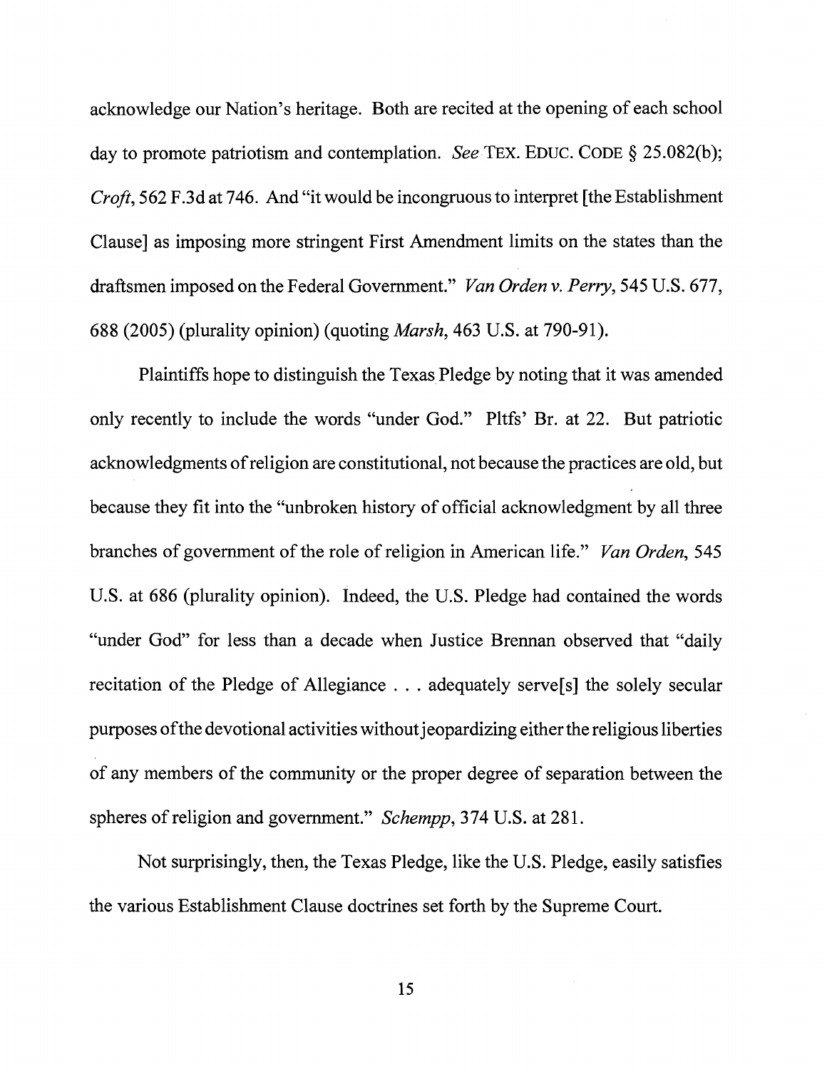acknowledge our Nation's heritage. Both are recited at the opening of each school day to promote patriotism and contemplation. *See* TEX. EDUC. CODE § 25.082(b); *Croft*, 562 F.3d at 746. And "it would be incongruous to interpret [the Establishment Clause] as imposing more stringent First Amendment limits on the states than the draftsmen imposed on the Federal Government." *Van Orden v. Perry*, 545 U.S. 677, 688 (2005) (plurality opinion) (quoting *Marsh*, 463 U.S. at 790-91).

Plaintiffs hope to distinguish the Texas Pledge by noting that it was amended only recently to include the words "under God." Pltfs' Br. at 22. But patriotic acknowledgments of religion are constitutional, not because the practices are old, but because they fit into the "unbroken history of official acknowledgment by all three branches of government of the role of religion in American life." *Van Orden*, 545 U.S. at 686 (plurality opinion). Indeed, the U.S. Pledge had contained the words "under God" for less than a decade when Justice Brennan observed that "daily recitation of the Pledge of Allegiance . . . adequately serve[s] the solely secular purposes of the devotional activities without jeopardizing either the religious liberties of any members of the community or the proper degree of separation between the spheres of religion and government." *Schempp*, 374 U.S. at 281.

Not surprisingly, then, the Texas Pledge, like the U.S. Pledge, easily satisfies the various Establishment Clause doctrines set forth by the Supreme Court.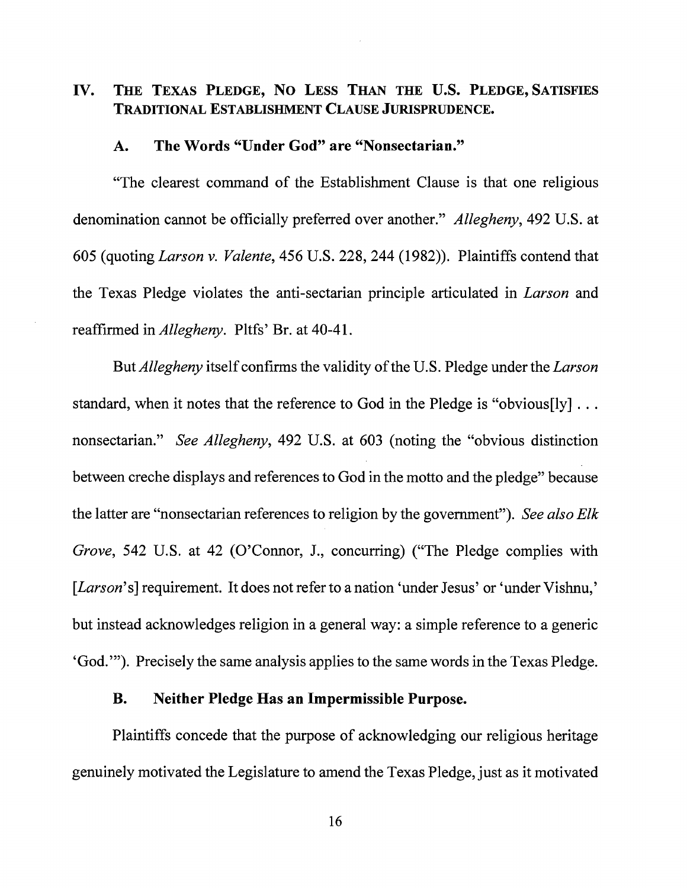## IV. THE TEXAS PLEDGE, NO LESS THAN THE U.S. PLEDGE, SATISFIES TRADITIONAL ESTABLISHMENT CLAUSE JURISPRUDENCE.

### A. The Words "Under God" are "Nonsectarian."

"The clearest command of the Establishment Clause is that one religious denomination cannot be officially preferred over another." *Allegheny*, 492 U.S. at 605 (quoting *Larson v. Valente*, 456 U.S. 228, 244 (1982)). Plaintiffs contend that the Texas Pledge violates the anti-sectarian principle articulated in *Larson* and reaffirmed in *Allegheny*. Pltfs' Br. at 40-41.

But *Allegheny* itself confirms the validity of the U.S. Pledge under the *Larson* standard, when it notes that the reference to God in the Pledge is "obvious[ly] . . . nonsectarian." *See Allegheny*, 492 U.S. at 603 (noting the "obvious distinction between creche displays and references to God in the motto and the pledge" because the latter are "nonsectarian references to religion by the government"). *See also Elk Grove*, 542 U.S. at 42 (O'Connor, J., concurring) ("The Pledge complies with [*Larson*'s] requirement. It does not refer to a nation 'under Jesus' or 'under Vishnu,' but instead acknowledges religion in a general way: a simple reference to a generic 'God.'"). Precisely the same analysis applies to the same words in the Texas Pledge.

### B. Neither Pledge Has an Impermissible Purpose.

Plaintiffs concede that the purpose of acknowledging our religious heritage genuinely motivated the Legislature to amend the Texas Pledge, just as it motivated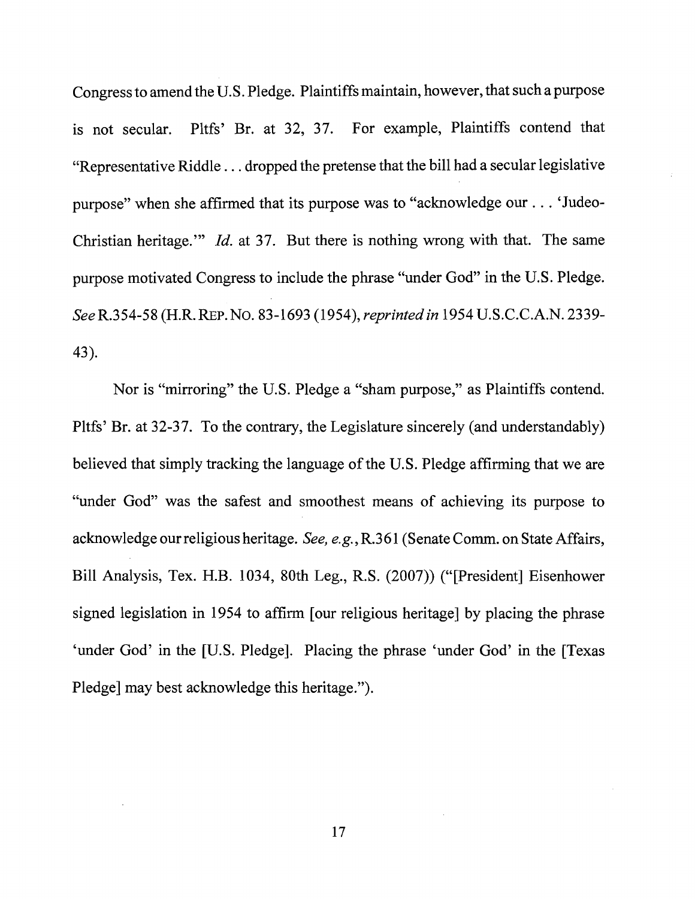Congress to amend the U.S. Pledge. Plaintiffs maintain, however, that such a purpose is not secular. Pltfs' Br. at 32, 37. For example, Plaintiffs contend that "Representative Riddle . . . dropped the pretense that the bill had a secular legislative purpose" when she affirmed that its purpose was to "acknowledge our . . . 'Judeo-Christian heritage.'" *Id.* at 37. But there is nothing wrong with that. The same purpose motivated Congress to include the phrase "under God" in the U.S. Pledge. *See* R.354-58 (H.R. REP. NO. 83-1693 (1954), *reprinted in* 1954 U.S.C.C.A.N. 2339-43).

Nor is "mirroring" the U.S. Pledge a "sham purpose," as Plaintiffs contend. Pltfs' Br. at 32-37. To the contrary, the Legislature sincerely (and understandably) believed that simply tracking the language of the U.S. Pledge affirming that we are "under God" was the safest and smoothest means of achieving its purpose to acknowledge our religious heritage. *See, e.g.*, R.361 (Senate Comm. on State Affairs, Bill Analysis, Tex. H.B. 1034, 80th Leg., R.S. (2007)) ("[President] Eisenhower signed legislation in 1954 to affirm [our religious heritage] by placing the phrase 'under God' in the [U.S. Pledge]. Placing the phrase 'under God' in the [Texas Pledge] may best acknowledge this heritage.").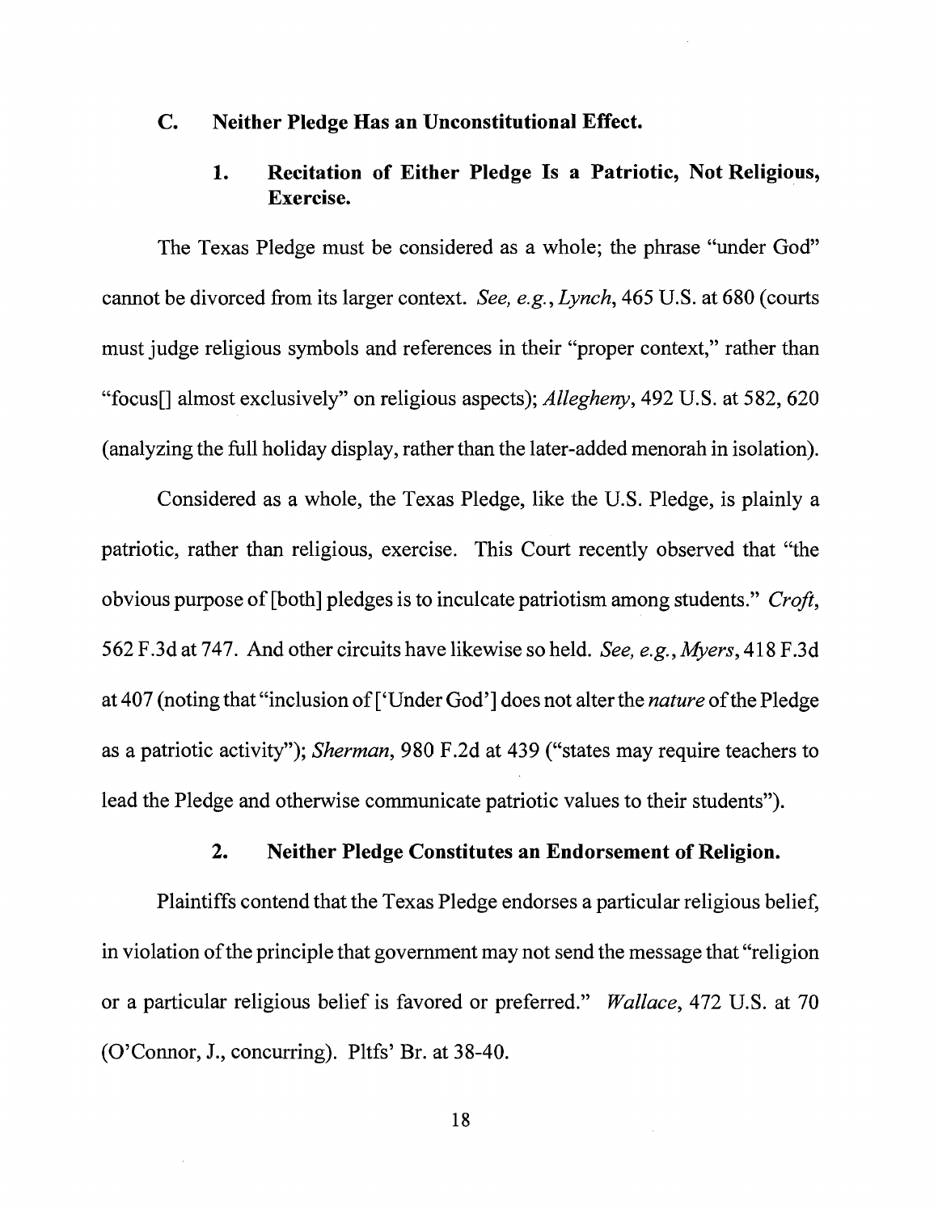### C. Neither Pledge Has an Unconstitutional Effect.

#### 1. Recitation of Either Pledge Is a Patriotic, Not Religious, Exercise.

The Texas Pledge must be considered as a whole; the phrase "under God" cannot be divorced from its larger context. *See, e.g.*, *Lynch*, 465 U.S. at 680 (courts must judge religious symbols and references in their "proper context," rather than "focus[] almost exclusively" on religious aspects); *Allegheny*, 492 U.S. at 582, 620 (analyzing the full holiday display, rather than the later-added menorah in isolation).

Considered as a whole, the Texas Pledge, like the U.S. Pledge, is plainly a patriotic, rather than religious, exercise. This Court recently observed that "the obvious purpose of [both] pledges is to inculcate patriotism among students." *Croft*, 562 F.3d at 747. And other circuits have likewise so held. *See, e.g.*, *Myers*, 418 F.3d at 407 (noting that "inclusion of ['Under God'] does not alter the *nature* of the Pledge as a patriotic activity"); *Sherman*, 980 F.2d at 439 ("states may require teachers to lead the Pledge and otherwise communicate patriotic values to their students").

#### 2. Neither Pledge Constitutes an Endorsement of Religion.

Plaintiffs contend that the Texas Pledge endorses a particular religious belief, in violation of the principle that government may not send the message that "religion or a particular religious belief is favored or preferred." *Wallace*, 472 U.S. at 70 (O'Connor, J., concurring). Pltfs' Br. at 38-40.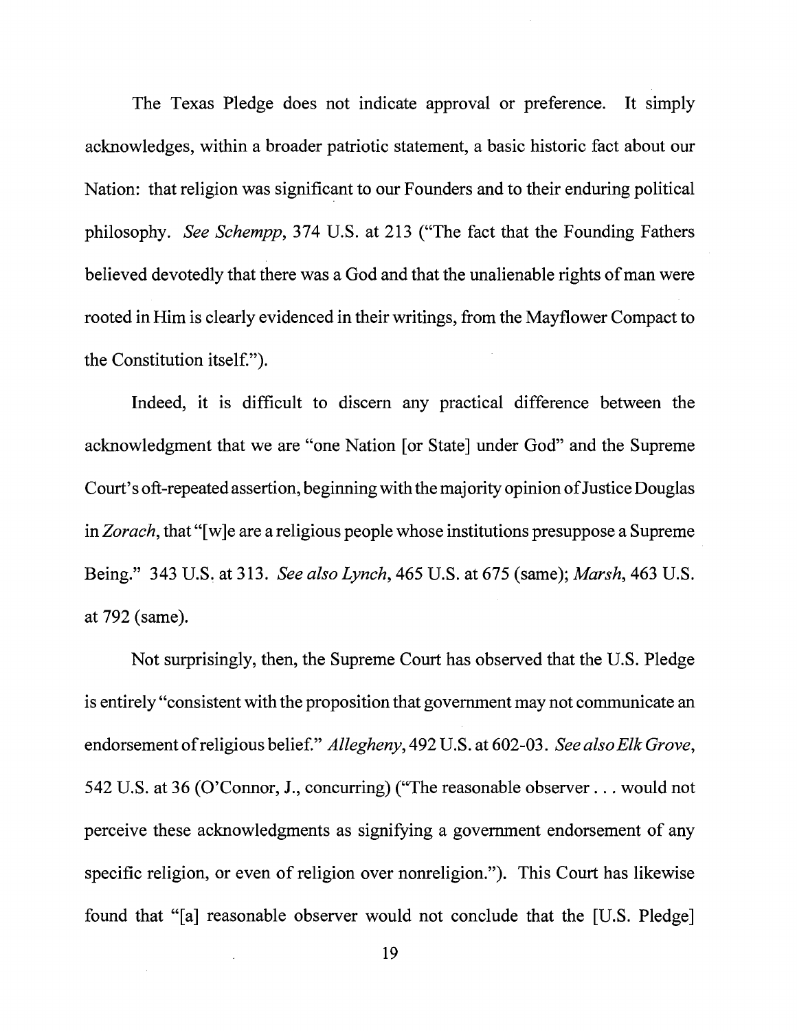The Texas Pledge does not indicate approval or preference. It simply acknowledges, within a broader patriotic statement, a basic historic fact about our Nation: that religion was significant to our Founders and to their enduring political philosophy. *See Schempp*, 374 U.S. at 213 ("The fact that the Founding Fathers believed devotedly that there was a God and that the unalienable rights of man were rooted in Him is clearly evidenced in their writings, from the Mayflower Compact to the Constitution itself.").

Indeed, it is difficult to discern any practical difference between the acknowledgment that we are "one Nation [or State] under God" and the Supreme Court's oft-repeated assertion, beginning with the majority opinion of Justice Douglas in *Zorach*, that "[w]e are a religious people whose institutions presuppose a Supreme Being." 343 U.S. at 313. *See also Lynch*, 465 U.S. at 675 (same); *Marsh*, 463 U.S. at 792 (same).

Not surprisingly, then, the Supreme Court has observed that the U.S. Pledge is entirely "consistent with the proposition that government may not communicate an endorsement of religious belief." *Allegheny*, 492 U.S. at 602-03. *See also Elk Grove*, 542 U.S. at 36 (O'Connor, J., concurring) ("The reasonable observer . . . would not perceive these acknowledgments as signifying a government endorsement of any specific religion, or even of religion over nonreligion."). This Court has likewise found that "[a] reasonable observer would not conclude that the [U.S. Pledge]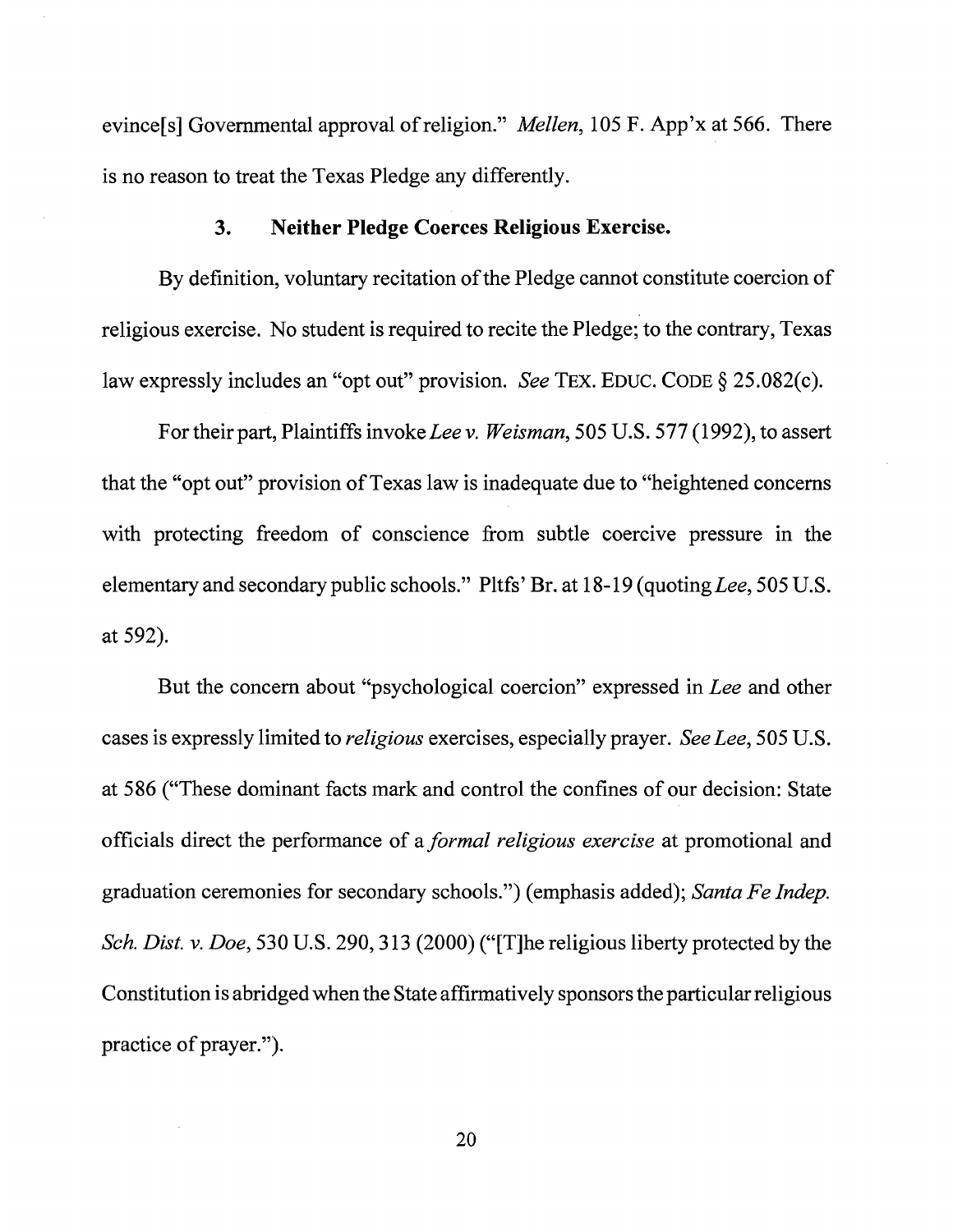evince[s] Governmental approval of religion." *Mellen*, 105 F. App'x at 566. There is no reason to treat the Texas Pledge any differently.

### 3. Neither Pledge Coerces Religious Exercise.

By definition, voluntary recitation of the Pledge cannot constitute coercion of religious exercise. No student is required to recite the Pledge; to the contrary, Texas law expressly includes an "opt out" provision. *See* TEX. EDUC. CODE § 25.082(c).

For their part, Plaintiffs invoke *Lee v. Weisman*, 505 U.S. 577 (1992), to assert that the "opt out" provision of Texas law is inadequate due to "heightened concerns with protecting freedom of conscience from subtle coercive pressure in the elementary and secondary public schools." Pltfs' Br. at 18-19 (quoting *Lee*, 505 U.S. at 592).

But the concern about "psychological coercion" expressed in *Lee* and other cases is expressly limited to *religious* exercises, especially prayer. *See Lee*, 505 U.S. at 586 ("These dominant facts mark and control the confines of our decision: State officials direct the performance of a *formal religious exercise* at promotional and graduation ceremonies for secondary schools.") (emphasis added); *Santa Fe Indep. Sch. Dist. v. Doe*, 530 U.S. 290, 313 (2000) ("[T]he religious liberty protected by the Constitution is abridged when the State affirmatively sponsors the particular religious practice of prayer.").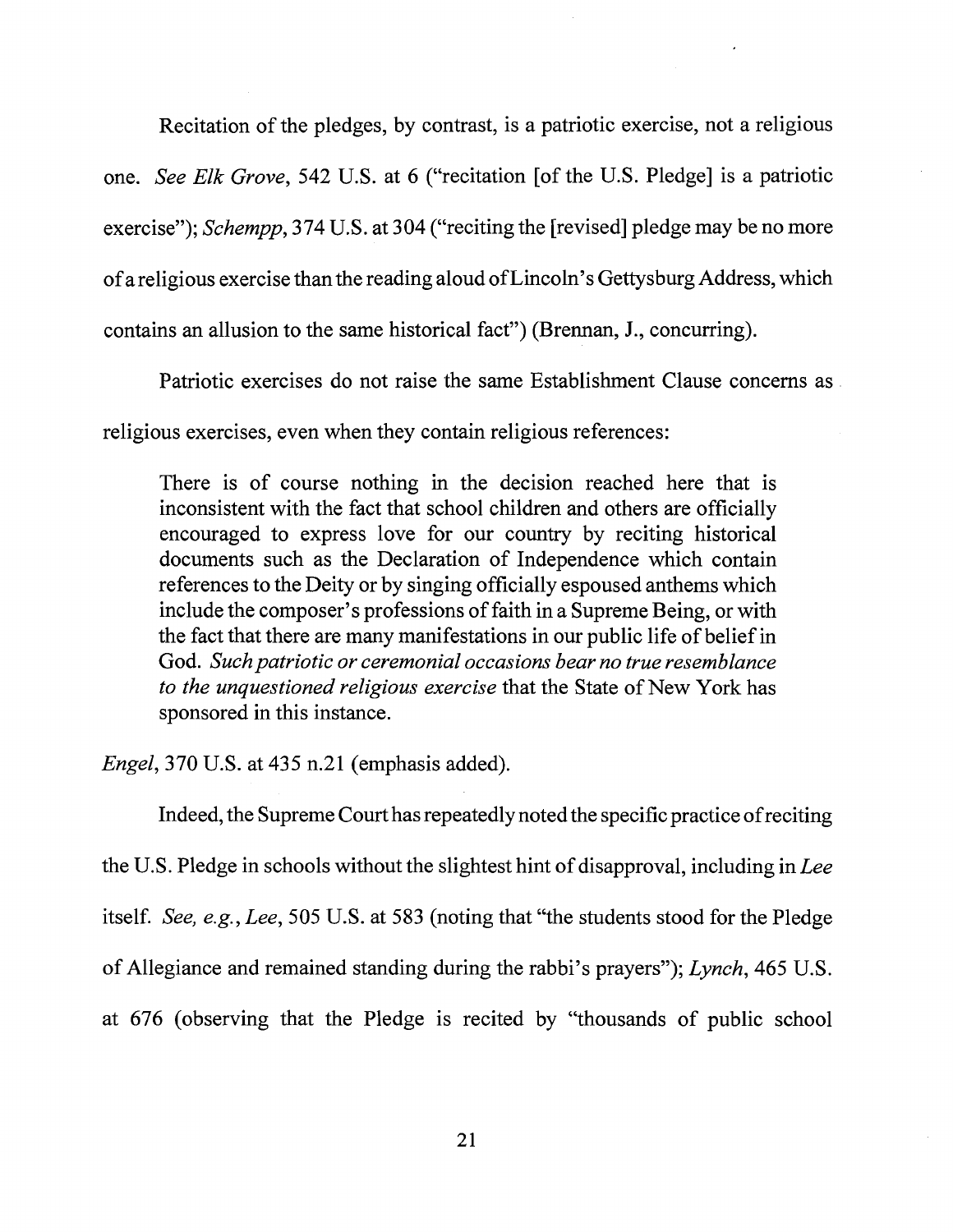Recitation of the pledges, by contrast, is a patriotic exercise, not a religious one. *See Elk Grove*, 542 U.S. at 6 ("recitation [of the U.S. Pledge] is a patriotic exercise"); *Schempp*, 374 U.S. at 304 ("reciting the [revised] pledge may be no more of a religious exercise than the reading aloud of Lincoln's Gettysburg Address, which contains an allusion to the same historical fact") (Brennan, J., concurring).

Patriotic exercises do not raise the same Establishment Clause concerns as religious exercises, even when they contain religious references:

> There is of course nothing in the decision reached here that is inconsistent with the fact that school children and others are officially encouraged to express love for our country by reciting historical documents such as the Declaration of Independence which contain references to the Deity or by singing officially espoused anthems which include the composer's professions of faith in a Supreme Being, or with the fact that there are many manifestations in our public life of belief in God. *Such patriotic or ceremonial occasions bear no true resemblance to the unquestioned religious exercise* that the State of New York has sponsored in this instance.

*Engel*, 370 U.S. at 435 n.21 (emphasis added).

Indeed, the Supreme Court has repeatedly noted the specific practice of reciting the U.S. Pledge in schools without the slightest hint of disapproval, including in *Lee* itself. *See, e.g.*, *Lee*, 505 U.S. at 583 (noting that "the students stood for the Pledge of Allegiance and remained standing during the rabbi's prayers"); *Lynch*, 465 U.S. at 676 (observing that the Pledge is recited by "thousands of public school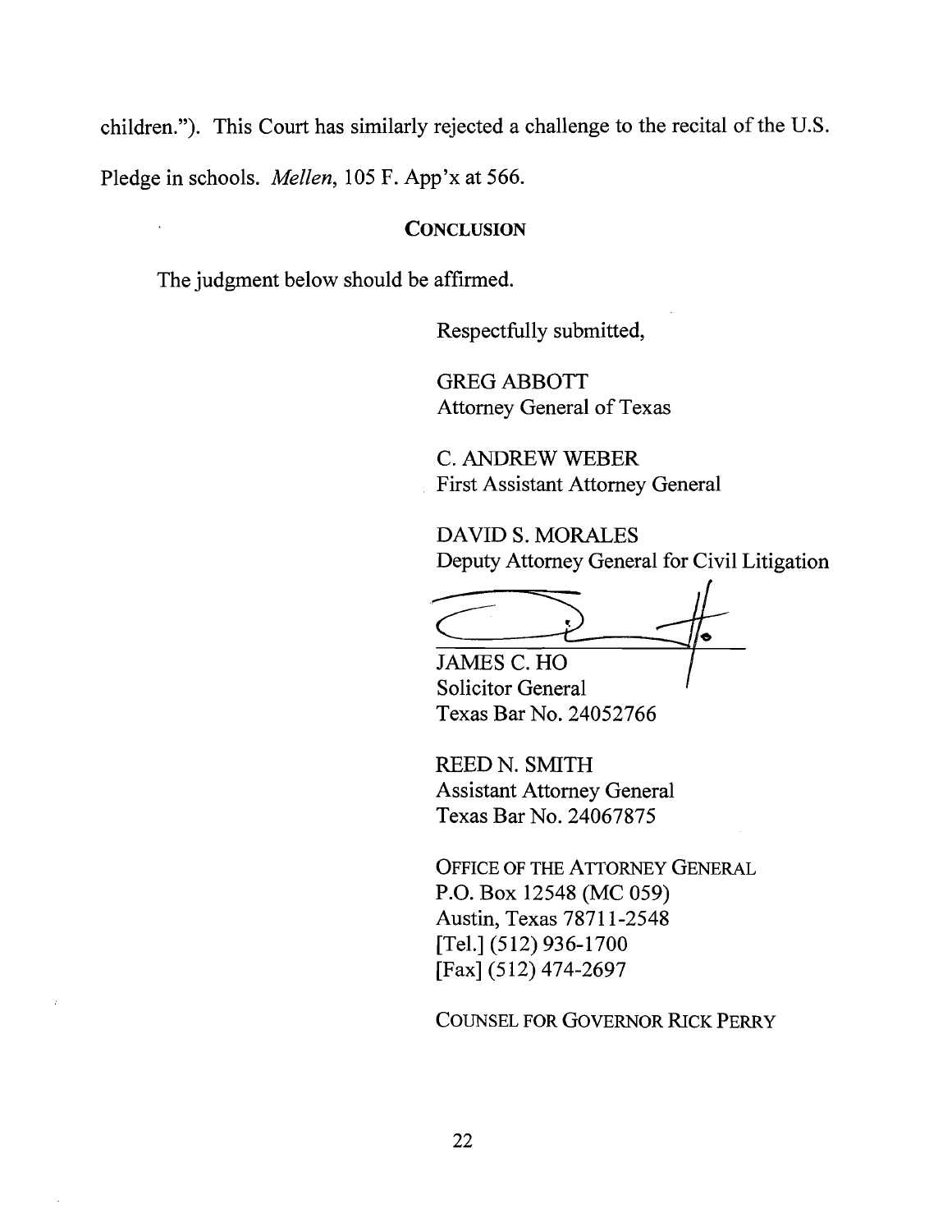children."). This Court has similarly rejected a challenge to the recital of the U.S. Pledge in schools. *Mellen*, 105 F. App'x at 566.

## CONCLUSION

The judgment below should be affirmed.

Respectfully submitted,

GREG ABBOTT
Attorney General of Texas

C. ANDREW WEBER
First Assistant Attorney General

DAVID S. MORALES
Deputy Attorney General for Civil Litigation

JAMES C. HO
Solicitor General
Texas Bar No. 24052766

REED N. SMITH
Assistant Attorney General
Texas Bar No. 24067875

OFFICE OF THE ATTORNEY GENERAL
P.O. Box 12548 (MC 059)
Austin, Texas 78711-2548
[Tel.] (512) 936-1700
[Fax] (512) 474-2697

COUNSEL FOR GOVERNOR RICK PERRY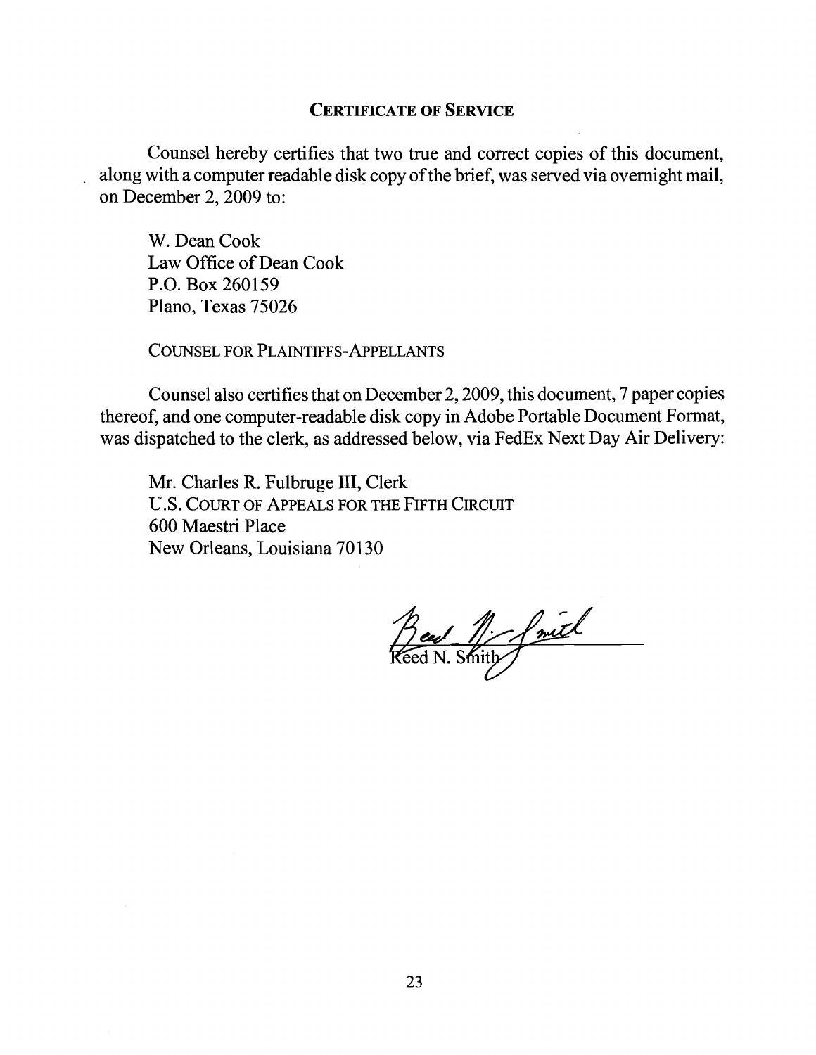## CERTIFICATE OF SERVICE

Counsel hereby certifies that two true and correct copies of this document, along with a computer readable disk copy of the brief, was served via overnight mail, on December 2, 2009 to:

W. Dean Cook
Law Office of Dean Cook
P.O. Box 260159
Plano, Texas 75026

COUNSEL FOR PLAINTIFFS-APPELLANTS

Counsel also certifies that on December 2, 2009, this document, 7 paper copies thereof, and one computer-readable disk copy in Adobe Portable Document Format, was dispatched to the clerk, as addressed below, via FedEx Next Day Air Delivery:

Mr. Charles R. Fulbruge III, Clerk
U.S. COURT OF APPEALS FOR THE FIFTH CIRCUIT
600 Maestri Place
New Orleans, Louisiana 70130

Reed N. Smith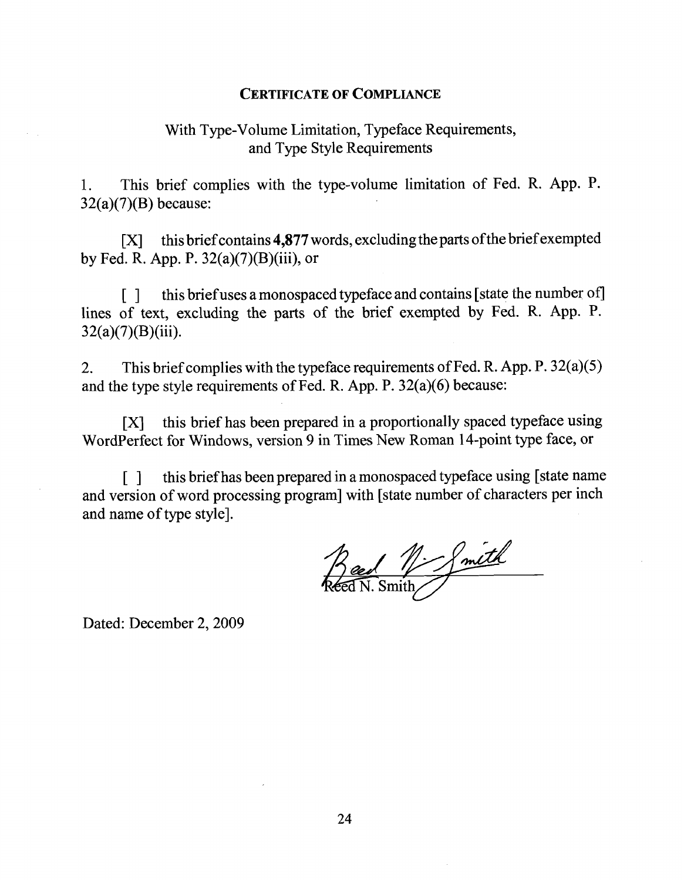## CERTIFICATE OF COMPLIANCE

With Type-Volume Limitation, Typeface Requirements, and Type Style Requirements

1. This brief complies with the type-volume limitation of Fed. R. App. P. 32(a)(7)(B) because:

[X] this brief contains **4,877** words, excluding the parts of the brief exempted by Fed. R. App. P. 32(a)(7)(B)(iii), or

[ ] this brief uses a monospaced typeface and contains [state the number of] lines of text, excluding the parts of the brief exempted by Fed. R. App. P. 32(a)(7)(B)(iii).

2. This brief complies with the typeface requirements of Fed. R. App. P. 32(a)(5) and the type style requirements of Fed. R. App. P. 32(a)(6) because:

[X] this brief has been prepared in a proportionally spaced typeface using WordPerfect for Windows, version 9 in Times New Roman 14-point type face, or

[ ] this brief has been prepared in a monospaced typeface using [state name and version of word processing program] with [state number of characters per inch and name of type style].

Reed N. Smith

Dated: December 2, 2009